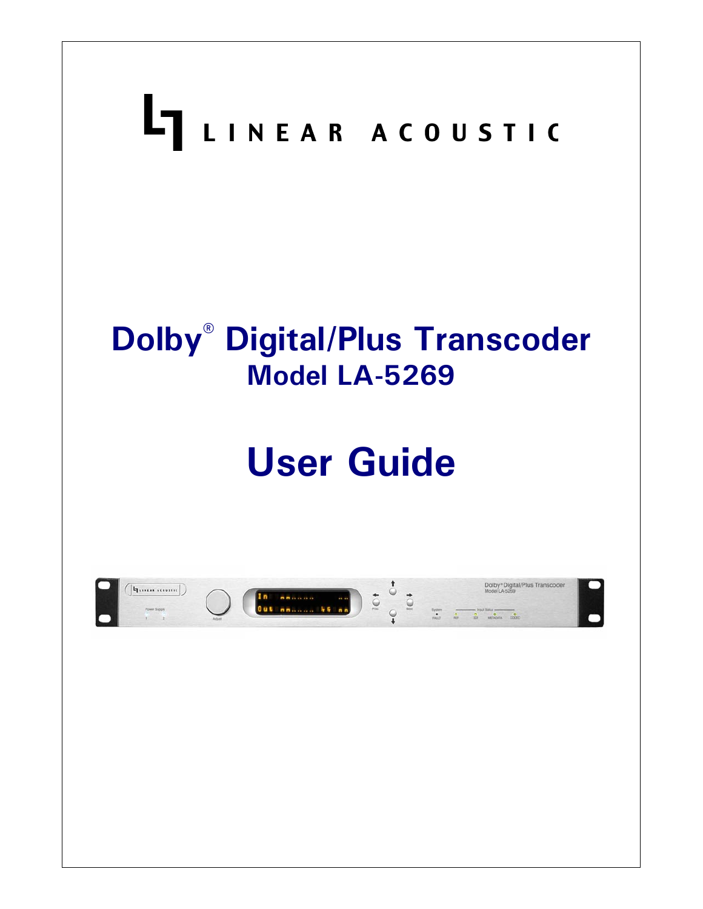LINEAR ACOUSTIC

# Dolby® Digital/Plus Transcoder

## Model LA-5269

# User Guide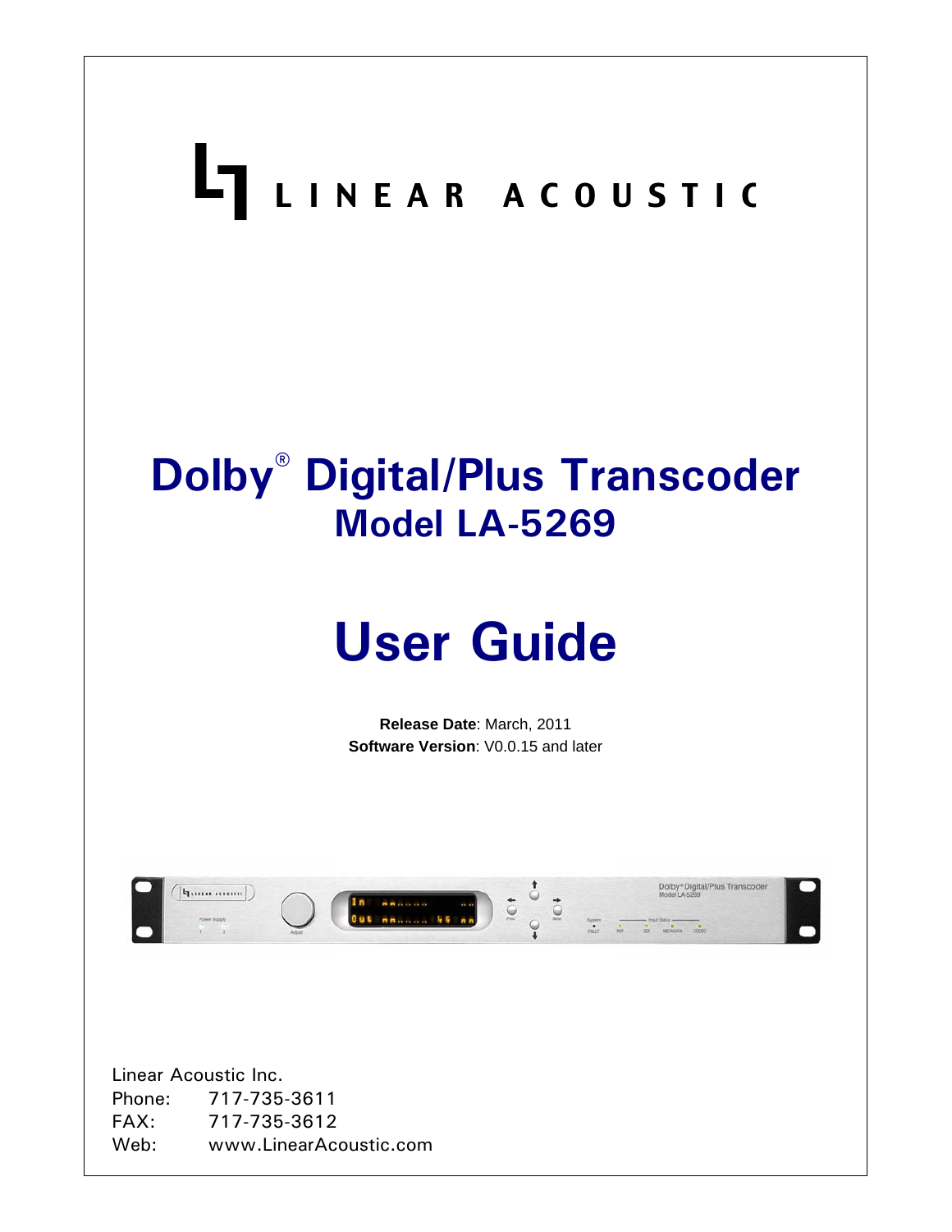LINEAR ACOUSTIC

# Dolby® Digital/Plus Transcoder

## Model LA-5269

# User Guide

**Release Date**: March, 2011
**Software Version**: V0.0.15 and later

Linear Acoustic Inc.
Phone: 717-735-3611
FAX: 717-735-3612
Web: www.LinearAcoustic.com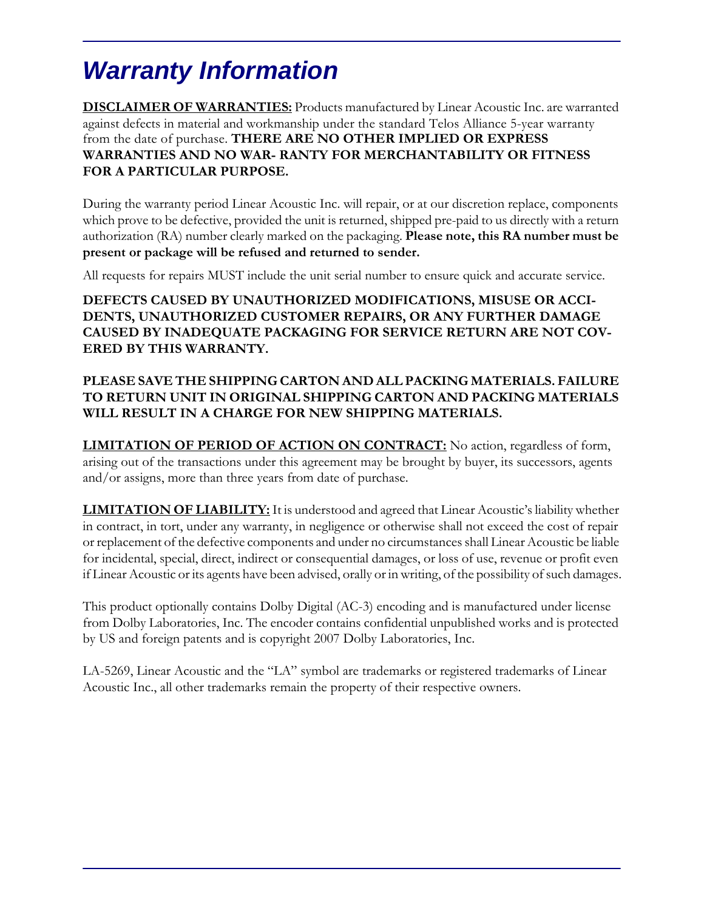# *Warranty Information*

**DISCLAIMER OF WARRANTIES:** Products manufactured by Linear Acoustic Inc. are warranted against defects in material and workmanship under the standard Telos Alliance 5-year warranty from the date of purchase. **THERE ARE NO OTHER IMPLIED OR EXPRESS WARRANTIES AND NO WAR- RANTY FOR MERCHANTABILITY OR FITNESS FOR A PARTICULAR PURPOSE.**

During the warranty period Linear Acoustic Inc. will repair, or at our discretion replace, components which prove to be defective, provided the unit is returned, shipped pre-paid to us directly with a return authorization (RA) number clearly marked on the packaging. **Please note, this RA number must be present or package will be refused and returned to sender.**

All requests for repairs MUST include the unit serial number to ensure quick and accurate service.

**DEFECTS CAUSED BY UNAUTHORIZED MODIFICATIONS, MISUSE OR ACCI- DENTS, UNAUTHORIZED CUSTOMER REPAIRS, OR ANY FURTHER DAMAGE CAUSED BY INADEQUATE PACKAGING FOR SERVICE RETURN ARE NOT COV- ERED BY THIS WARRANTY.**

**PLEASE SAVE THE SHIPPING CARTON AND ALL PACKING MATERIALS. FAILURE TO RETURN UNIT IN ORIGINAL SHIPPING CARTON AND PACKING MATERIALS WILL RESULT IN A CHARGE FOR NEW SHIPPING MATERIALS.**

**LIMITATION OF PERIOD OF ACTION ON CONTRACT:** No action, regardless of form, arising out of the transactions under this agreement may be brought by buyer, its successors, agents and/or assigns, more than three years from date of purchase.

**LIMITATION OF LIABILITY:** It is understood and agreed that Linear Acoustic's liability whether in contract, in tort, under any warranty, in negligence or otherwise shall not exceed the cost of repair or replacement of the defective components and under no circumstances shall Linear Acoustic be liable for incidental, special, direct, indirect or consequential damages, or loss of use, revenue or profit even if Linear Acoustic or its agents have been advised, orally or in writing, of the possibility of such damages.

This product optionally contains Dolby Digital (AC-3) encoding and is manufactured under license from Dolby Laboratories, Inc. The encoder contains confidential unpublished works and is protected by US and foreign patents and is copyright 2007 Dolby Laboratories, Inc.

LA-5269, Linear Acoustic and the "LA" symbol are trademarks or registered trademarks of Linear Acoustic Inc., all other trademarks remain the property of their respective owners.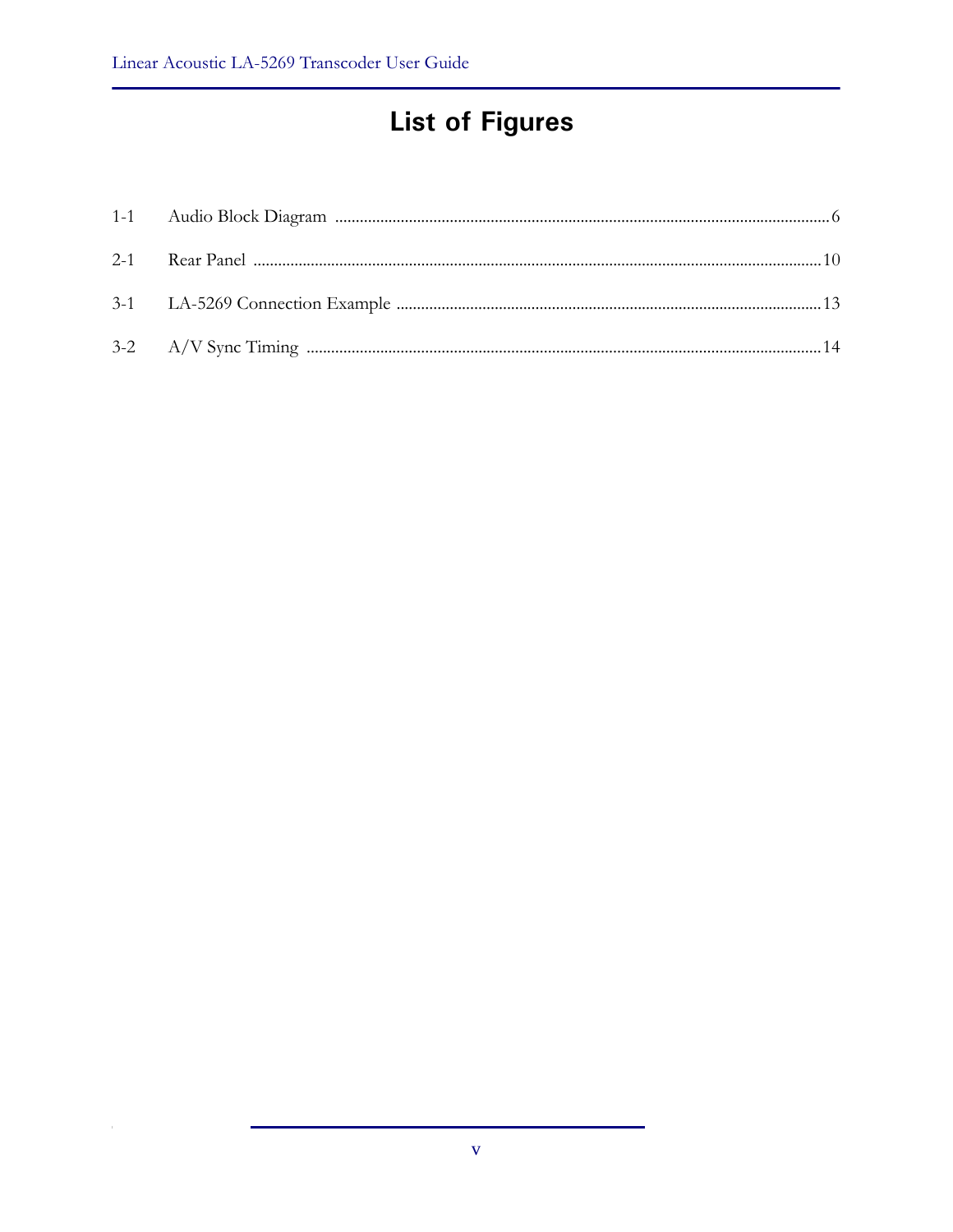# List of Figures

| | | |
|---|---|---|
| 1-1 | Audio Block Diagram | 6 |
| 2-1 | Rear Panel | 10 |
| 3-1 | LA-5269 Connection Example | 13 |
| 3-2 | A/V Sync Timing | 14 |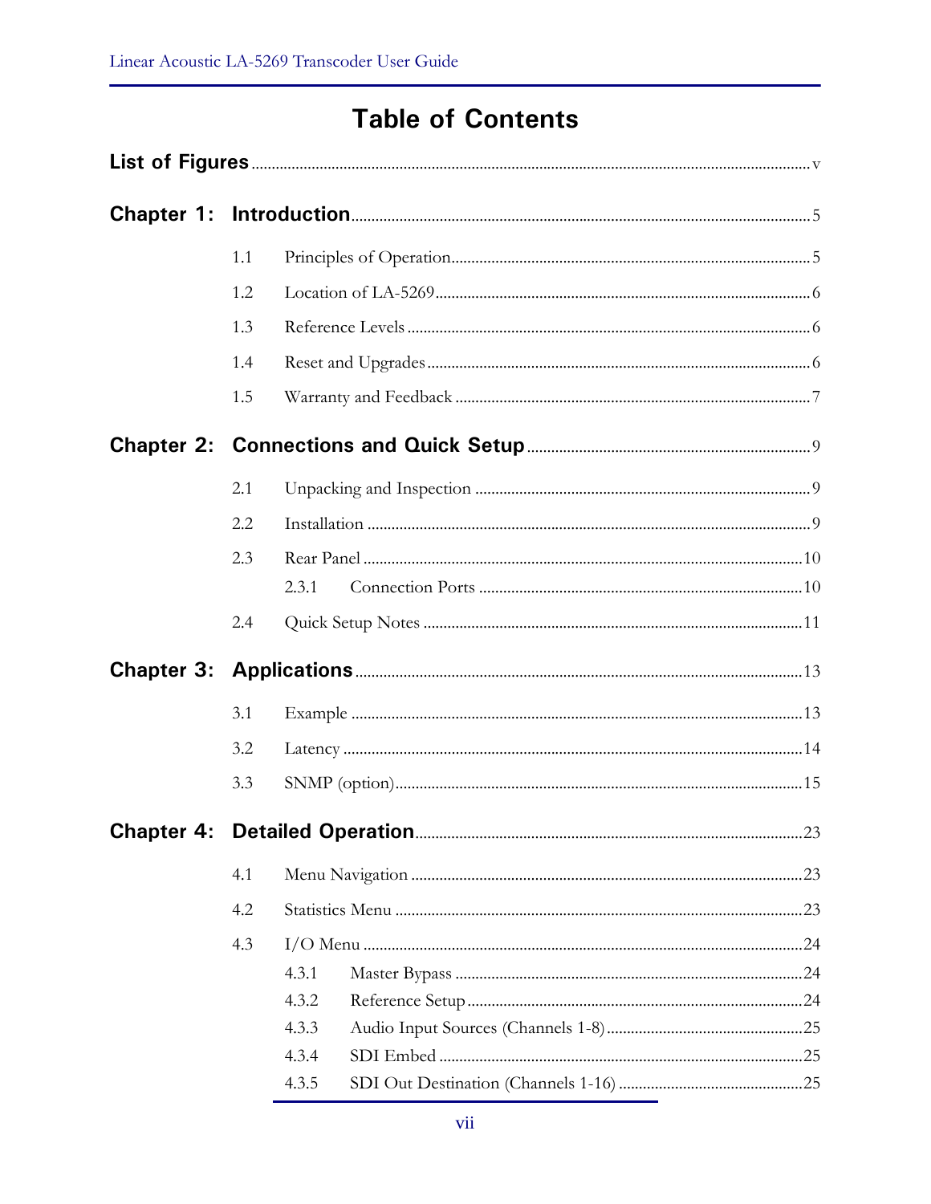# Table of Contents

**List of Figures** ..... v

**Chapter 1: Introduction** ..... 5

- 1.1 Principles of Operation ..... 5
- 1.2 Location of LA-5269 ..... 6
- 1.3 Reference Levels ..... 6
- 1.4 Reset and Upgrades ..... 6
- 1.5 Warranty and Feedback ..... 7

**Chapter 2: Connections and Quick Setup** ..... 9

- 2.1 Unpacking and Inspection ..... 9
- 2.2 Installation ..... 9
- 2.3 Rear Panel ..... 10
  - 2.3.1 Connection Ports ..... 10
- 2.4 Quick Setup Notes ..... 11

**Chapter 3: Applications** ..... 13

- 3.1 Example ..... 13
- 3.2 Latency ..... 14
- 3.3 SNMP (option) ..... 15

**Chapter 4: Detailed Operation** ..... 23

- 4.1 Menu Navigation ..... 23
- 4.2 Statistics Menu ..... 23
- 4.3 I/O Menu ..... 24
  - 4.3.1 Master Bypass ..... 24
  - 4.3.2 Reference Setup ..... 24
  - 4.3.3 Audio Input Sources (Channels 1-8) ..... 25
  - 4.3.4 SDI Embed ..... 25
  - 4.3.5 SDI Out Destination (Channels 1-16) ..... 25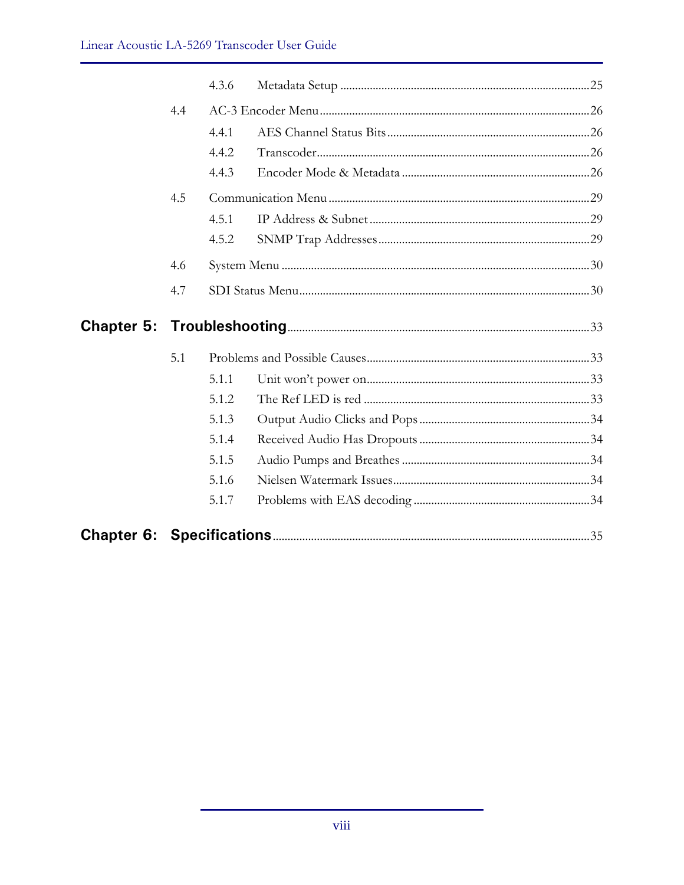4.3.6 Metadata Setup ....................................................................................25

4.4 AC-3 Encoder Menu ...........................................................................................26

4.4.1 AES Channel Status Bits ....................................................................26

4.4.2 Transcoder............................................................................................26

4.4.3 Encoder Mode & Metadata ...............................................................26

4.5 Communication Menu ........................................................................................29

4.5.1 IP Address & Subnet ..........................................................................29

4.5.2 SNMP Trap Addresses .......................................................................29

4.6 System Menu .......................................................................................................30

4.7 SDI Status Menu..................................................................................................30

**Chapter 5: Troubleshooting**.......................................................................................33

5.1 Problems and Possible Causes ...........................................................................33

5.1.1 Unit won't power on...........................................................................33

5.1.2 The Ref LED is red ............................................................................33

5.1.3 Output Audio Clicks and Pops ..........................................................34

5.1.4 Received Audio Has Dropouts ..........................................................34

5.1.5 Audio Pumps and Breathes ...............................................................34

5.1.6 Nielsen Watermark Issues..................................................................34

5.1.7 Problems with EAS decoding ............................................................34

**Chapter 6: Specifications**...........................................................................................35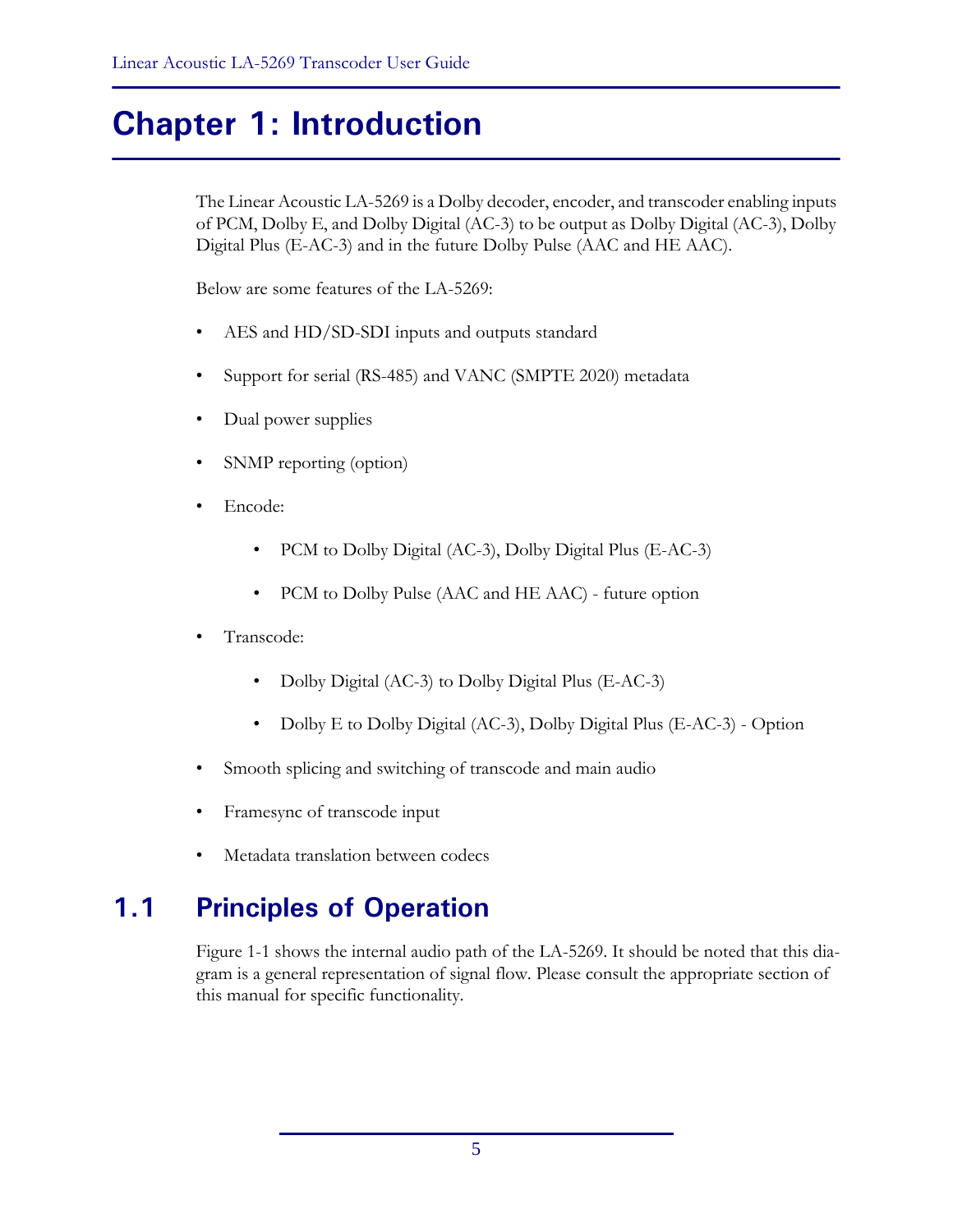# Chapter 1: Introduction

The Linear Acoustic LA-5269 is a Dolby decoder, encoder, and transcoder enabling inputs of PCM, Dolby E, and Dolby Digital (AC-3) to be output as Dolby Digital (AC-3), Dolby Digital Plus (E-AC-3) and in the future Dolby Pulse (AAC and HE AAC).

Below are some features of the LA-5269:

- AES and HD/SD-SDI inputs and outputs standard
- Support for serial (RS-485) and VANC (SMPTE 2020) metadata
- Dual power supplies
- SNMP reporting (option)
- Encode:
  - PCM to Dolby Digital (AC-3), Dolby Digital Plus (E-AC-3)
  - PCM to Dolby Pulse (AAC and HE AAC) - future option
- Transcode:
  - Dolby Digital (AC-3) to Dolby Digital Plus (E-AC-3)
  - Dolby E to Dolby Digital (AC-3), Dolby Digital Plus (E-AC-3) - Option
- Smooth splicing and switching of transcode and main audio
- Framesync of transcode input
- Metadata translation between codecs

## 1.1 Principles of Operation

Figure 1-1 shows the internal audio path of the LA-5269. It should be noted that this diagram is a general representation of signal flow. Please consult the appropriate section of this manual for specific functionality.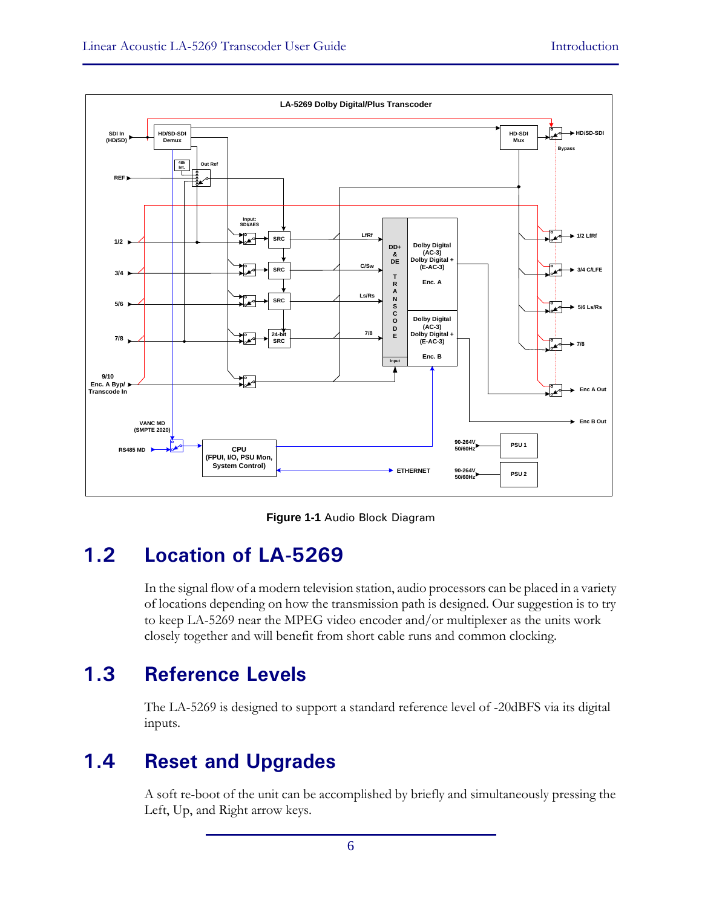Figure 1-1 Audio Block Diagram

## 1.2 Location of LA-5269

In the signal flow of a modern television station, audio processors can be placed in a variety of locations depending on how the transmission path is designed. Our suggestion is to try to keep LA-5269 near the MPEG video encoder and/or multiplexer as the units work closely together and will benefit from short cable runs and common clocking.

## 1.3 Reference Levels

The LA-5269 is designed to support a standard reference level of -20dBFS via its digital inputs.

## 1.4 Reset and Upgrades

A soft re-boot of the unit can be accomplished by briefly and simultaneously pressing the Left, Up, and Right arrow keys.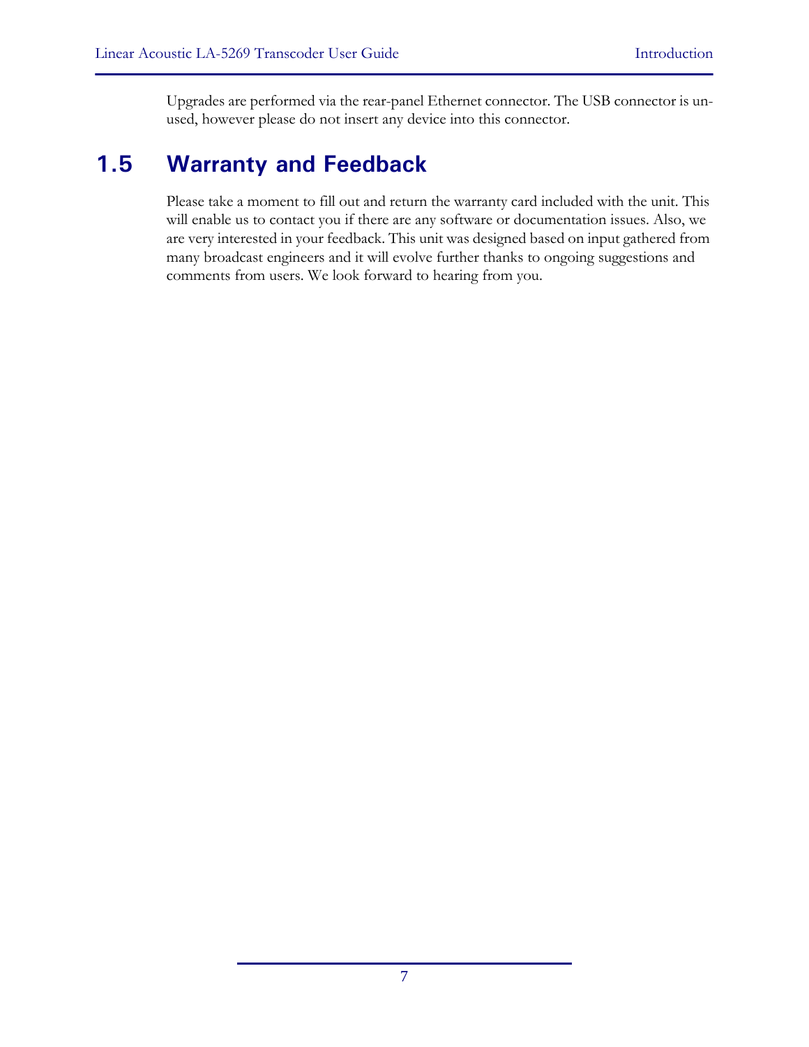Upgrades are performed via the rear-panel Ethernet connector. The USB connector is unused, however please do not insert any device into this connector.

## 1.5 Warranty and Feedback

Please take a moment to fill out and return the warranty card included with the unit. This will enable us to contact you if there are any software or documentation issues. Also, we are very interested in your feedback. This unit was designed based on input gathered from many broadcast engineers and it will evolve further thanks to ongoing suggestions and comments from users. We look forward to hearing from you.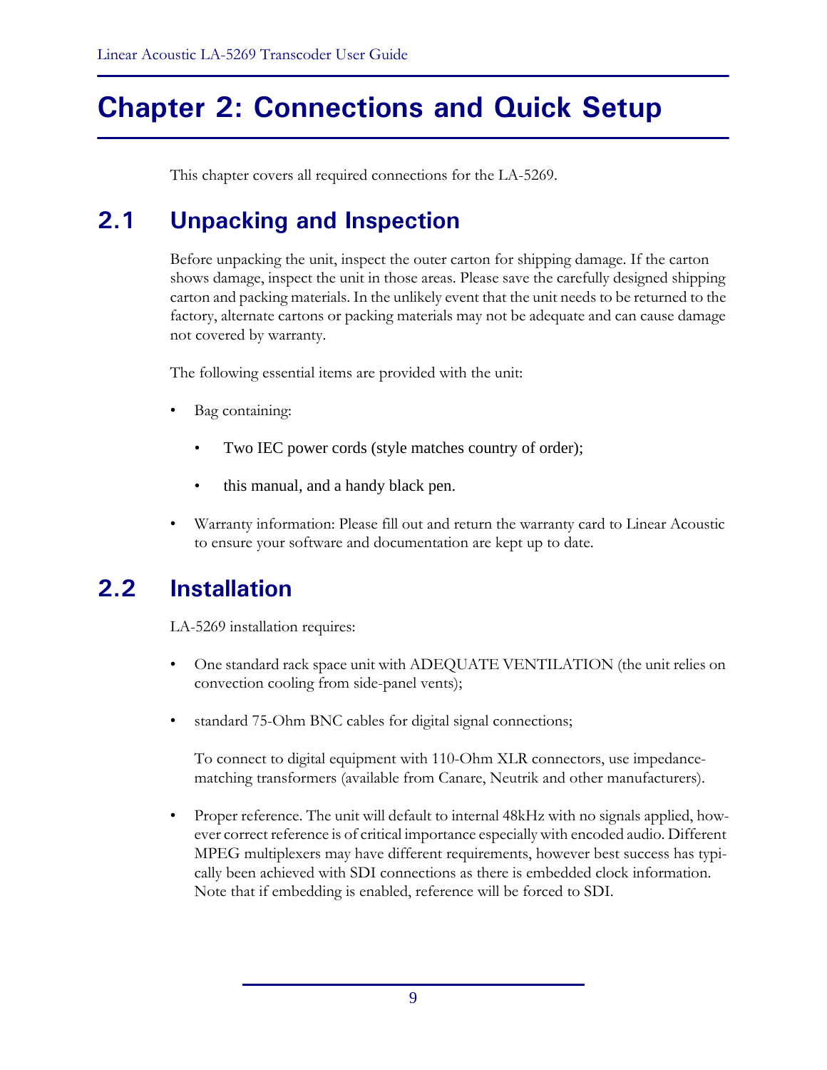# Chapter 2: Connections and Quick Setup

This chapter covers all required connections for the LA-5269.

## 2.1 Unpacking and Inspection

Before unpacking the unit, inspect the outer carton for shipping damage. If the carton shows damage, inspect the unit in those areas. Please save the carefully designed shipping carton and packing materials. In the unlikely event that the unit needs to be returned to the factory, alternate cartons or packing materials may not be adequate and can cause damage not covered by warranty.

The following essential items are provided with the unit:

- Bag containing:
  - Two IEC power cords (style matches country of order);
  - this manual, and a handy black pen.
- Warranty information: Please fill out and return the warranty card to Linear Acoustic to ensure your software and documentation are kept up to date.

## 2.2 Installation

LA-5269 installation requires:

- One standard rack space unit with ADEQUATE VENTILATION (the unit relies on convection cooling from side-panel vents);
- standard 75-Ohm BNC cables for digital signal connections;

  To connect to digital equipment with 110-Ohm XLR connectors, use impedance-matching transformers (available from Canare, Neutrik and other manufacturers).
- Proper reference. The unit will default to internal 48kHz with no signals applied, however correct reference is of critical importance especially with encoded audio. Different MPEG multiplexers may have different requirements, however best success has typically been achieved with SDI connections as there is embedded clock information. Note that if embedding is enabled, reference will be forced to SDI.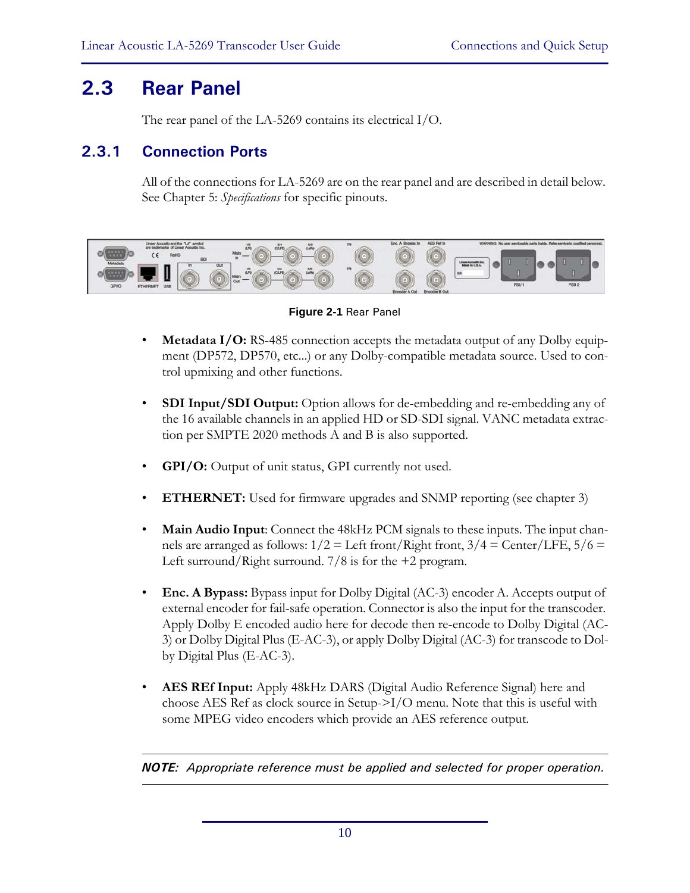## 2.3 Rear Panel

The rear panel of the LA-5269 contains its electrical I/O.

### 2.3.1 Connection Ports

All of the connections for LA-5269 are on the rear panel and are described in detail below. See Chapter 5: *Specifications* for specific pinouts.

**Figure 2-1** Rear Panel

- **Metadata I/O:** RS-485 connection accepts the metadata output of any Dolby equipment (DP572, DP570, etc...) or any Dolby-compatible metadata source. Used to control upmixing and other functions.
- **SDI Input/SDI Output:** Option allows for de-embedding and re-embedding any of the 16 available channels in an applied HD or SD-SDI signal. VANC metadata extraction per SMPTE 2020 methods A and B is also supported.
- **GPI/O:** Output of unit status, GPI currently not used.
- **ETHERNET:** Used for firmware upgrades and SNMP reporting (see chapter 3)
- **Main Audio Input**: Connect the 48kHz PCM signals to these inputs. The input channels are arranged as follows: 1/2 = Left front/Right front, 3/4 = Center/LFE, 5/6 = Left surround/Right surround. 7/8 is for the +2 program.
- **Enc. A Bypass:** Bypass input for Dolby Digital (AC-3) encoder A. Accepts output of external encoder for fail-safe operation. Connector is also the input for the transcoder. Apply Dolby E encoded audio here for decode then re-encode to Dolby Digital (AC-3) or Dolby Digital Plus (E-AC-3), or apply Dolby Digital (AC-3) for transcode to Dolby Digital Plus (E-AC-3).
- **AES REf Input:** Apply 48kHz DARS (Digital Audio Reference Signal) here and choose AES Ref as clock source in Setup->I/O menu. Note that this is useful with some MPEG video encoders which provide an AES reference output.

---

***NOTE:** Appropriate reference must be applied and selected for proper operation.*

---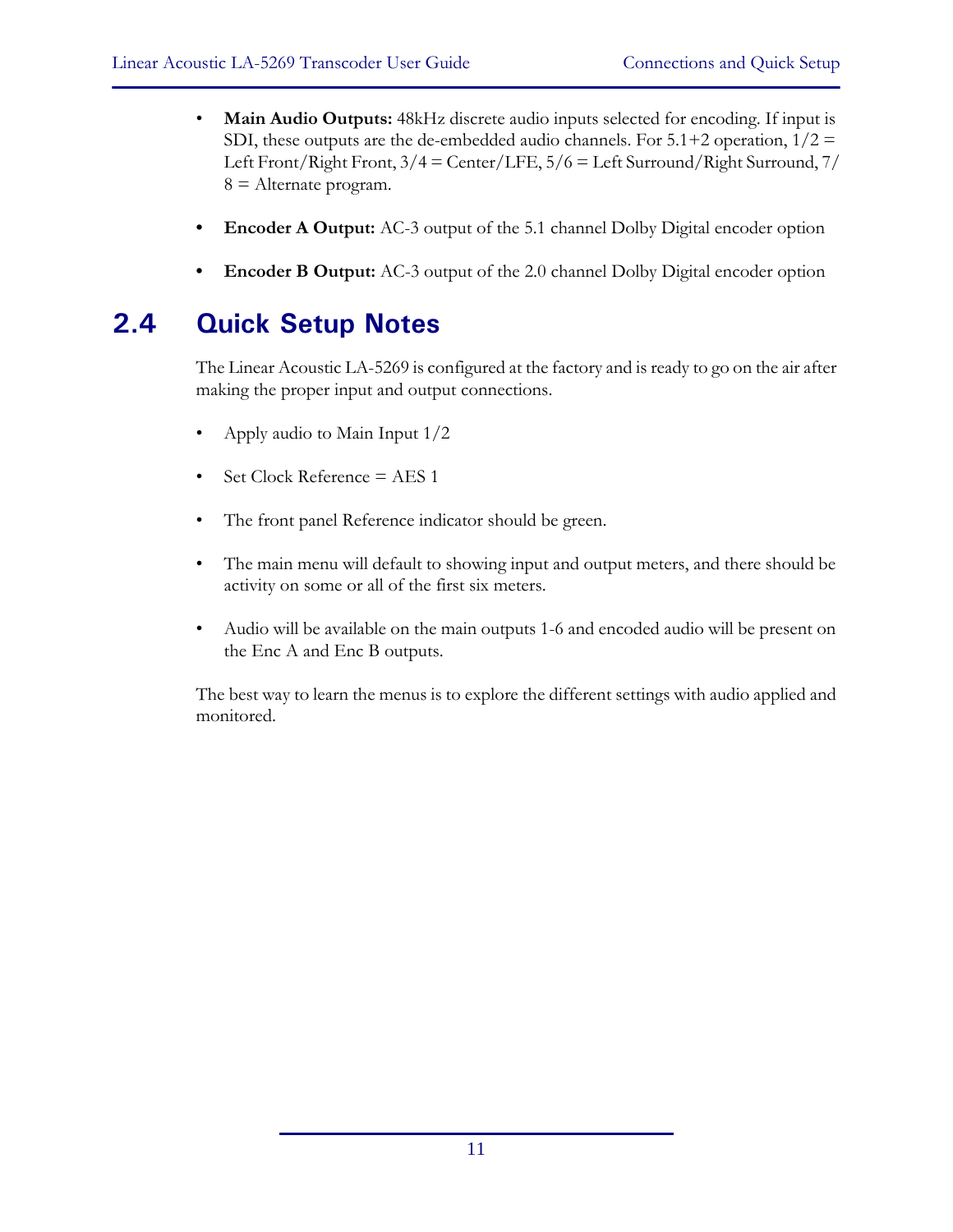- **Main Audio Outputs:** 48kHz discrete audio inputs selected for encoding. If input is SDI, these outputs are the de-embedded audio channels. For 5.1+2 operation, 1/2 = Left Front/Right Front, 3/4 = Center/LFE, 5/6 = Left Surround/Right Surround, 7/8 = Alternate program.

- **Encoder A Output:** AC-3 output of the 5.1 channel Dolby Digital encoder option

- **Encoder B Output:** AC-3 output of the 2.0 channel Dolby Digital encoder option

## 2.4 Quick Setup Notes

The Linear Acoustic LA-5269 is configured at the factory and is ready to go on the air after making the proper input and output connections.

- Apply audio to Main Input 1/2

- Set Clock Reference = AES 1

- The front panel Reference indicator should be green.

- The main menu will default to showing input and output meters, and there should be activity on some or all of the first six meters.

- Audio will be available on the main outputs 1-6 and encoded audio will be present on the Enc A and Enc B outputs.

The best way to learn the menus is to explore the different settings with audio applied and monitored.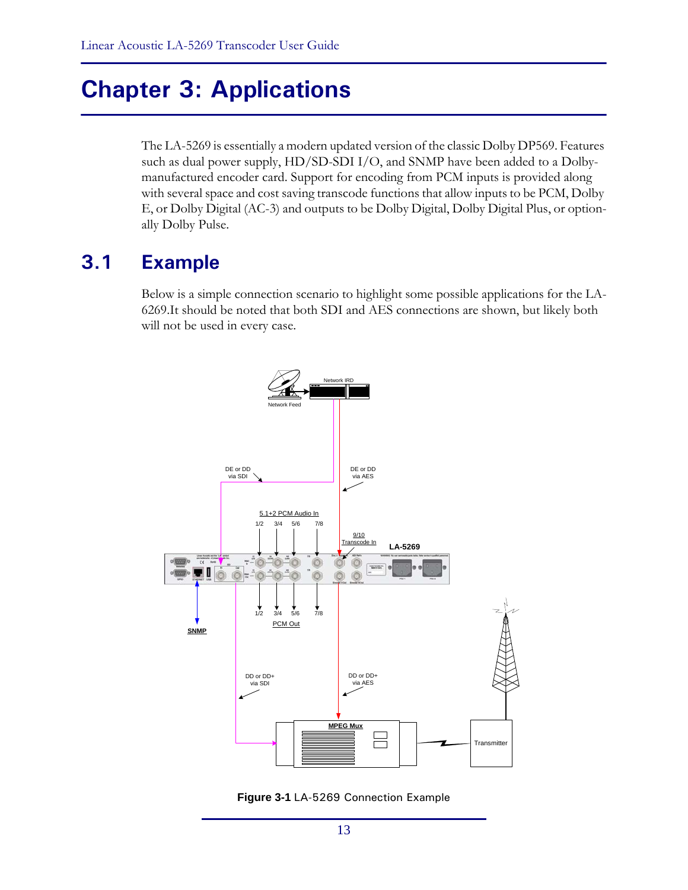# Chapter 3: Applications

The LA-5269 is essentially a modern updated version of the classic Dolby DP569. Features such as dual power supply, HD/SD-SDI I/O, and SNMP have been added to a Dolby-manufactured encoder card. Support for encoding from PCM inputs is provided along with several space and cost saving transcode functions that allow inputs to be PCM, Dolby E, or Dolby Digital (AC-3) and outputs to be Dolby Digital, Dolby Digital Plus, or optionally Dolby Pulse.

## 3.1 Example

Below is a simple connection scenario to highlight some possible applications for the LA-6269.It should be noted that both SDI and AES connections are shown, but likely both will not be used in every case.

**Figure 3-1** LA-5269 Connection Example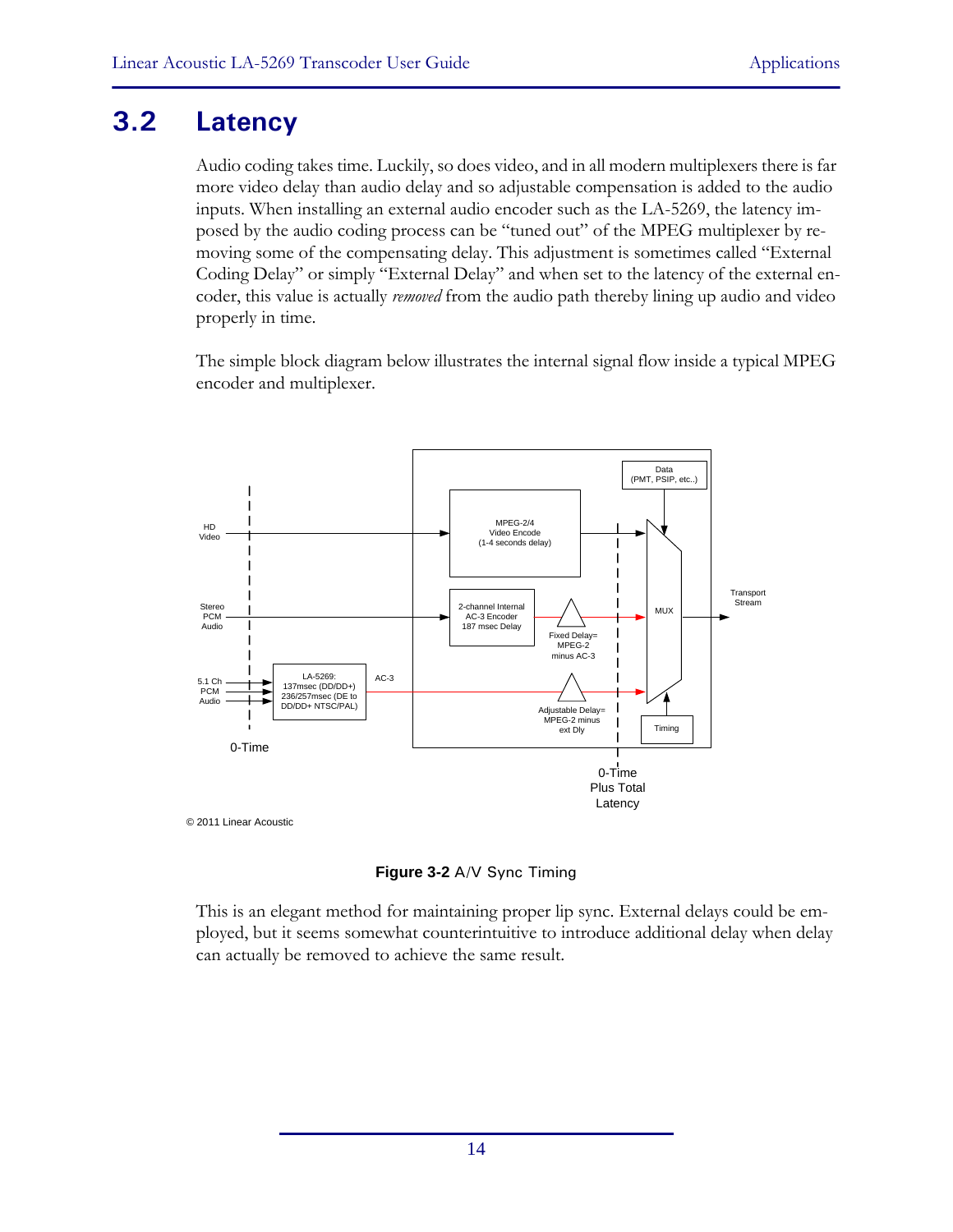## 3.2 Latency

Audio coding takes time. Luckily, so does video, and in all modern multiplexers there is far more video delay than audio delay and so adjustable compensation is added to the audio inputs. When installing an external audio encoder such as the LA-5269, the latency imposed by the audio coding process can be "tuned out" of the MPEG multiplexer by removing some of the compensating delay. This adjustment is sometimes called "External Coding Delay" or simply "External Delay" and when set to the latency of the external encoder, this value is actually *removed* from the audio path thereby lining up audio and video properly in time.

The simple block diagram below illustrates the internal signal flow inside a typical MPEG encoder and multiplexer.

**Figure 3-2** A/V Sync Timing

This is an elegant method for maintaining proper lip sync. External delays could be employed, but it seems somewhat counterintuitive to introduce additional delay when delay can actually be removed to achieve the same result.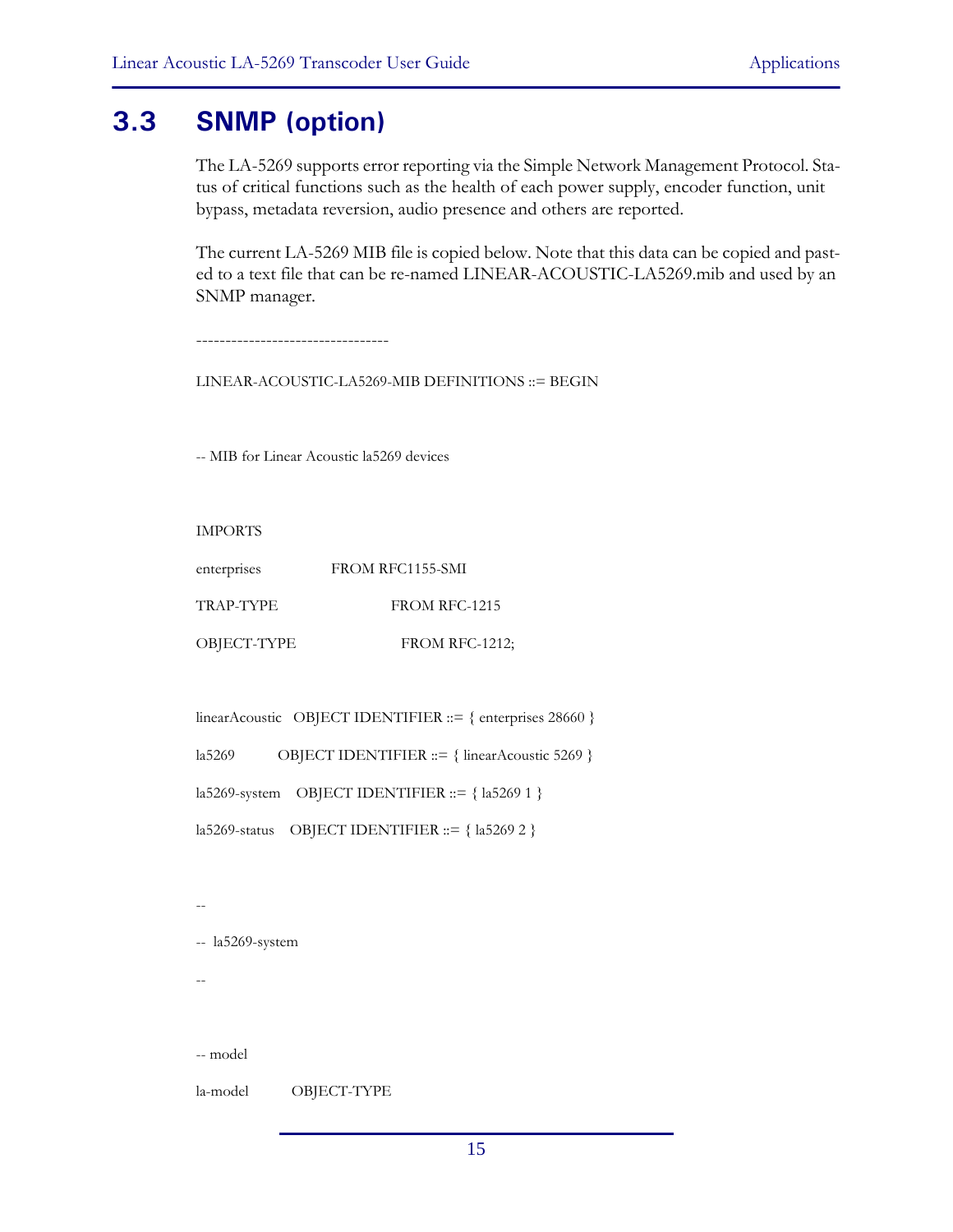## 3.3 SNMP (option)

The LA-5269 supports error reporting via the Simple Network Management Protocol. Status of critical functions such as the health of each power supply, encoder function, unit bypass, metadata reversion, audio presence and others are reported.

The current LA-5269 MIB file is copied below. Note that this data can be copied and pasted to a text file that can be re-named LINEAR-ACOUSTIC-LA5269.mib and used by an SNMP manager.

```
---------------------------------

LINEAR-ACOUSTIC-LA5269-MIB DEFINITIONS ::= BEGIN

-- MIB for Linear Acoustic la5269 devices

IMPORTS

enterprises             FROM RFC1155-SMI

TRAP-TYPE               FROM RFC-1215

OBJECT-TYPE             FROM RFC-1212;

linearAcoustic   OBJECT IDENTIFIER ::= { enterprises 28660 }

la5269           OBJECT IDENTIFIER ::= { linearAcoustic 5269 }

la5269-system    OBJECT IDENTIFIER ::= { la5269 1 }

la5269-status    OBJECT IDENTIFIER ::= { la5269 2 }

--

--  la5269-system

--

-- model

la-model         OBJECT-TYPE
```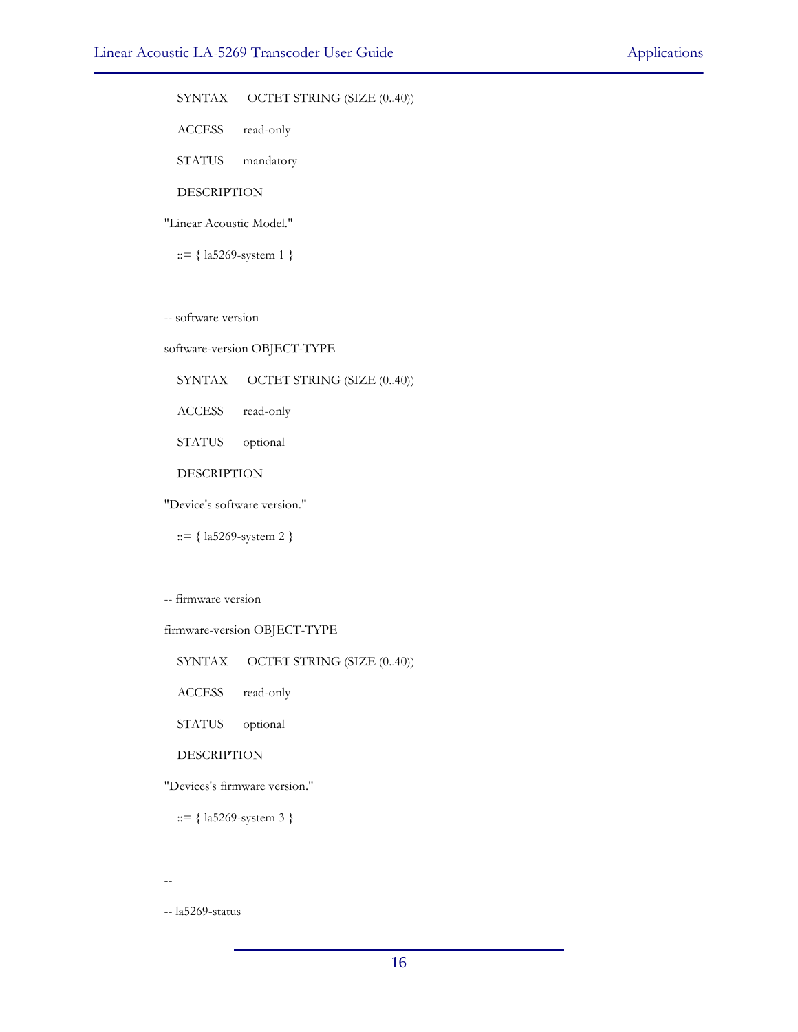```
   SYNTAX      OCTET STRING (SIZE (0..40))
   ACCESS      read-only
   STATUS      mandatory
   DESCRIPTION
"Linear Acoustic Model."
   ::= { la5269-system 1 }


-- software version
software-version OBJECT-TYPE
   SYNTAX      OCTET STRING (SIZE (0..40))
   ACCESS      read-only
   STATUS      optional
   DESCRIPTION
"Device's software version."
   ::= { la5269-system 2 }


-- firmware version
firmware-version OBJECT-TYPE
   SYNTAX      OCTET STRING (SIZE (0..40))
   ACCESS      read-only
   STATUS      optional
   DESCRIPTION
"Devices's firmware version."
   ::= { la5269-system 3 }


--
-- la5269-status
```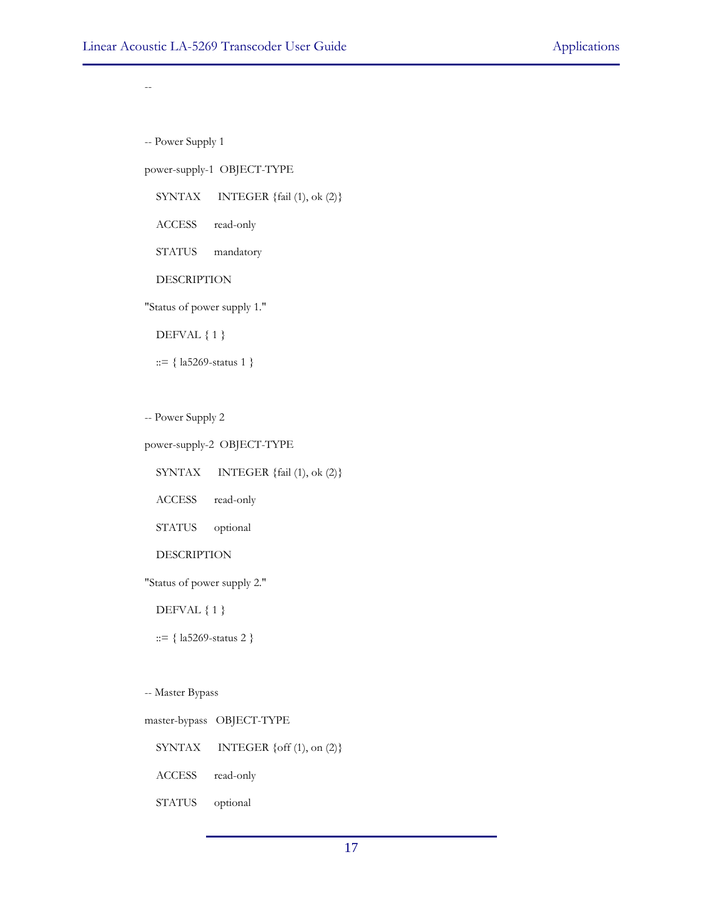```
--

-- Power Supply 1
power-supply-1  OBJECT-TYPE
   SYNTAX      INTEGER {fail (1), ok (2)}
   ACCESS      read-only
   STATUS      mandatory
   DESCRIPTION
"Status of power supply 1."
   DEFVAL { 1 }
   ::= { la5269-status 1 }

-- Power Supply 2
power-supply-2  OBJECT-TYPE
   SYNTAX      INTEGER {fail (1), ok (2)}
   ACCESS      read-only
   STATUS      optional
   DESCRIPTION
"Status of power supply 2."
   DEFVAL { 1 }
   ::= { la5269-status 2 }

-- Master Bypass
master-bypass   OBJECT-TYPE
   SYNTAX      INTEGER {off (1), on (2)}
   ACCESS      read-only
   STATUS      optional
```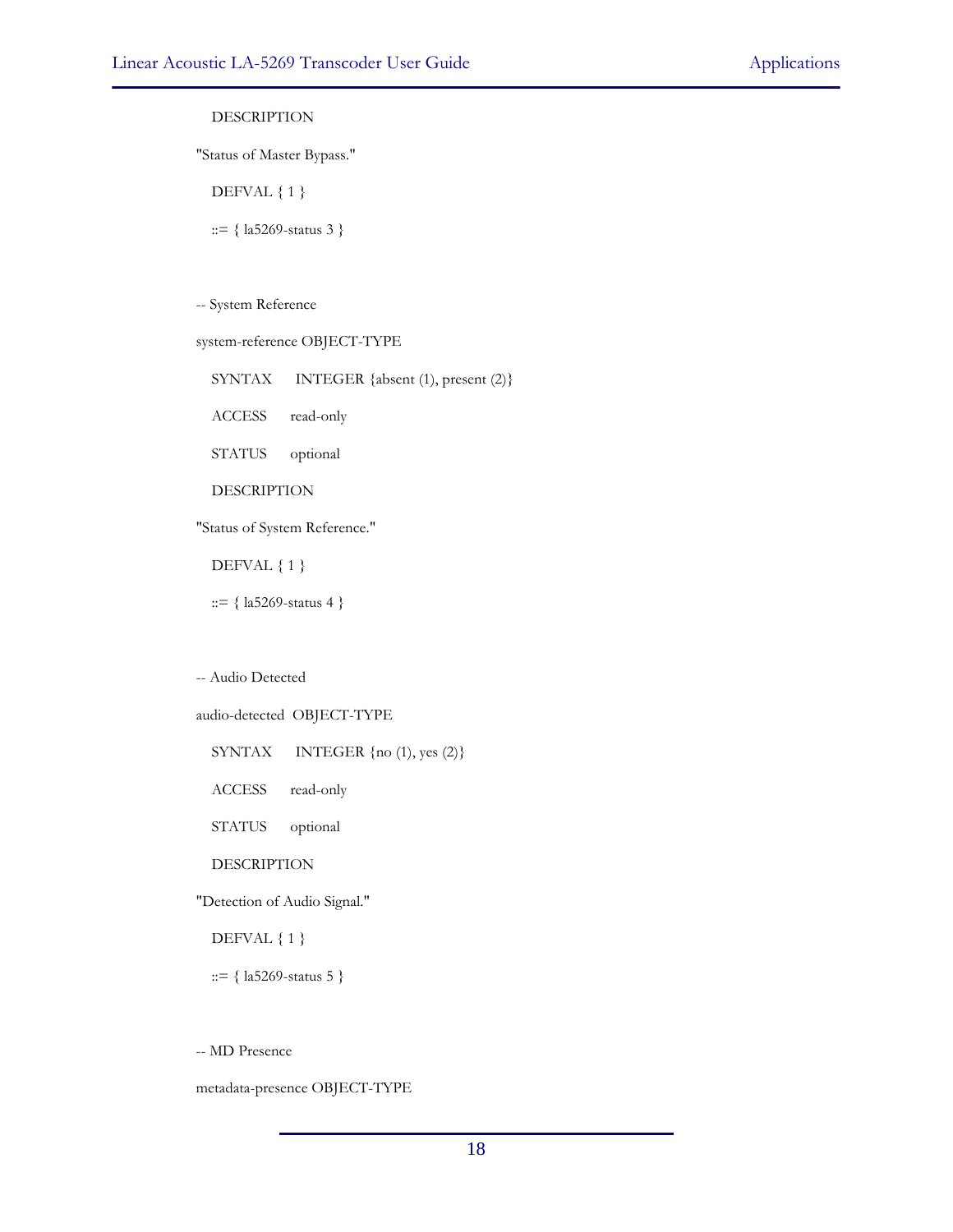DESCRIPTION

"Status of Master Bypass."

DEFVAL { 1 }

::= { la5269-status 3 }

-- System Reference

system-reference OBJECT-TYPE

SYNTAX INTEGER {absent (1), present (2)}

ACCESS read-only

STATUS optional

DESCRIPTION

"Status of System Reference."

DEFVAL { 1 }

::= { la5269-status 4 }

-- Audio Detected

audio-detected OBJECT-TYPE

SYNTAX INTEGER {no (1), yes (2)}

ACCESS read-only

STATUS optional

DESCRIPTION

"Detection of Audio Signal."

DEFVAL { 1 }

::= { la5269-status 5 }

-- MD Presence

metadata-presence OBJECT-TYPE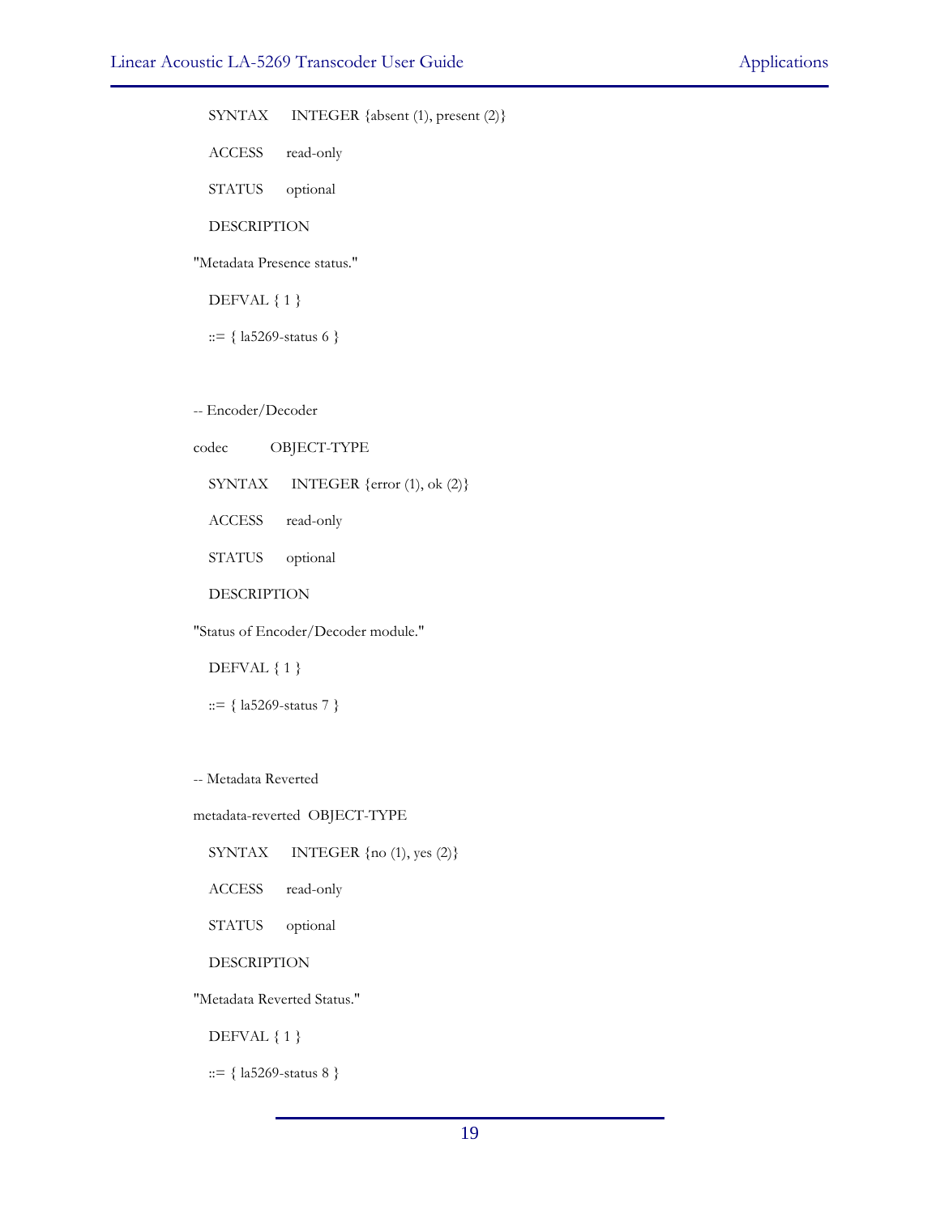```
    SYNTAX      INTEGER {absent (1), present (2)}
    ACCESS      read-only
    STATUS      optional
    DESCRIPTION
"Metadata Presence status."
    DEFVAL { 1 }
    ::= { la5269-status 6 }


-- Encoder/Decoder
codec           OBJECT-TYPE
    SYNTAX      INTEGER {error (1), ok (2)}
    ACCESS      read-only
    STATUS      optional
    DESCRIPTION
"Status of Encoder/Decoder module."
    DEFVAL { 1 }
    ::= { la5269-status 7 }


-- Metadata Reverted
metadata-reverted  OBJECT-TYPE
    SYNTAX      INTEGER {no (1), yes (2)}
    ACCESS      read-only
    STATUS      optional
    DESCRIPTION
"Metadata Reverted Status."
    DEFVAL { 1 }
    ::= { la5269-status 8 }
```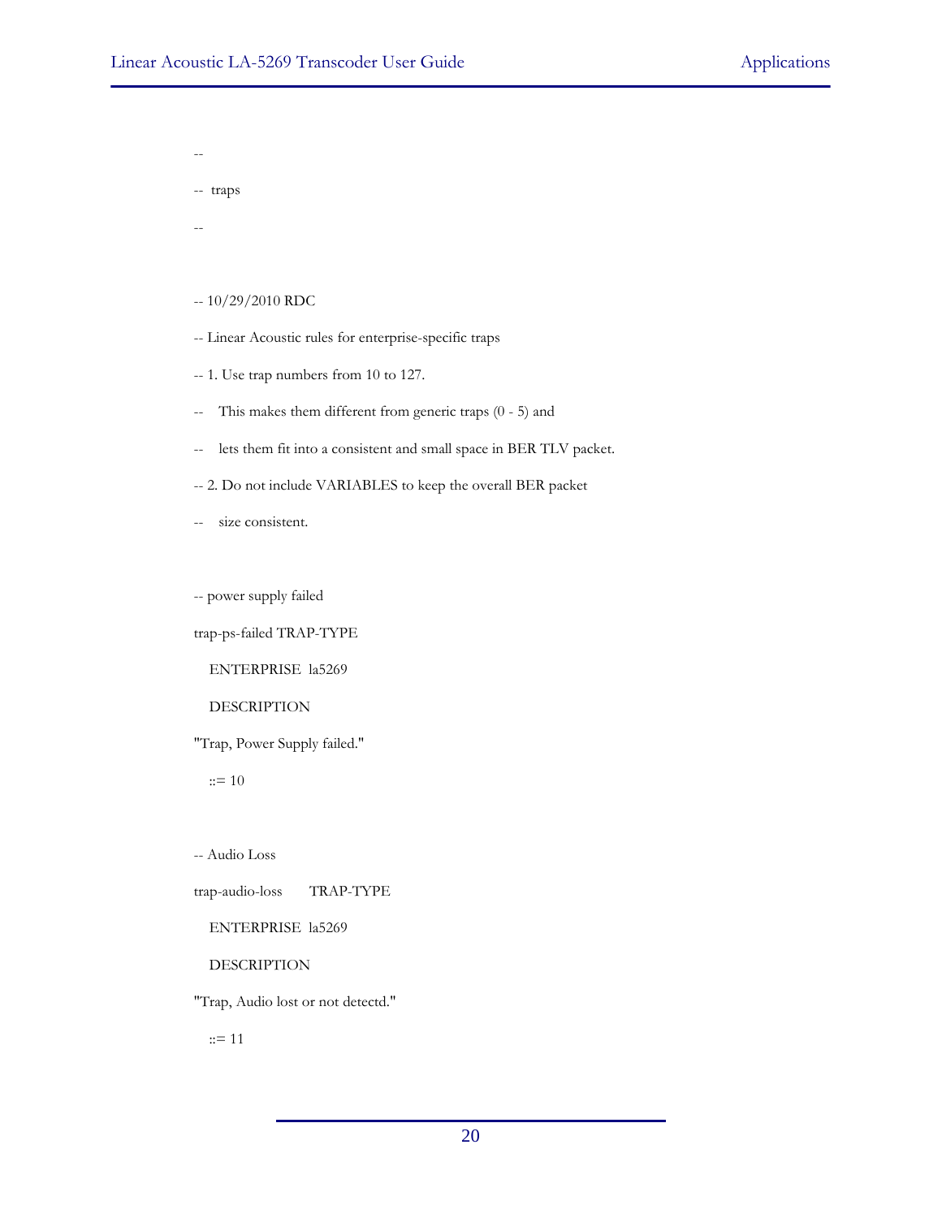```
--
--  traps
--

-- 10/29/2010 RDC
-- Linear Acoustic rules for enterprise-specific traps
-- 1. Use trap numbers from 10 to 127.
--    This makes them different from generic traps (0 - 5) and
--    lets them fit into a consistent and small space in BER TLV packet.
-- 2. Do not include VARIABLES to keep the overall BER packet
--    size consistent.

-- power supply failed
trap-ps-failed TRAP-TYPE
    ENTERPRISE  la5269
    DESCRIPTION
"Trap, Power Supply failed."
    ::= 10

-- Audio Loss
trap-audio-loss       TRAP-TYPE
    ENTERPRISE  la5269
    DESCRIPTION
"Trap, Audio lost or not detectd."
    ::= 11
```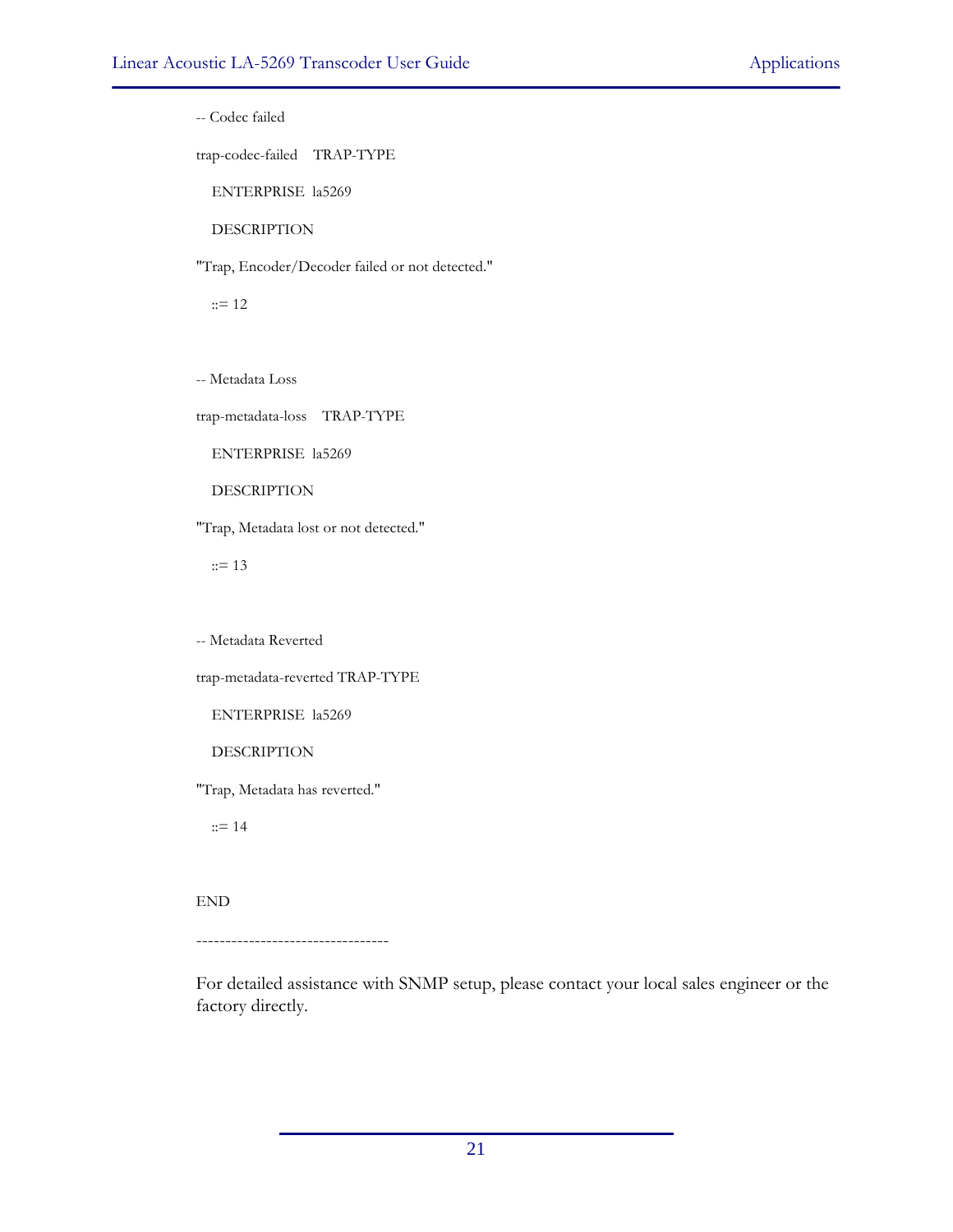```
-- Codec failed

trap-codec-failed    TRAP-TYPE

   ENTERPRISE  la5269

   DESCRIPTION

"Trap, Encoder/Decoder failed or not detected."

   ::= 12


-- Metadata Loss

trap-metadata-loss    TRAP-TYPE

   ENTERPRISE  la5269

   DESCRIPTION

"Trap, Metadata lost or not detected."

   ::= 13


-- Metadata Reverted

trap-metadata-reverted TRAP-TYPE

   ENTERPRISE  la5269

   DESCRIPTION

"Trap, Metadata has reverted."

   ::= 14


END

---------------------------------
```

For detailed assistance with SNMP setup, please contact your local sales engineer or the factory directly.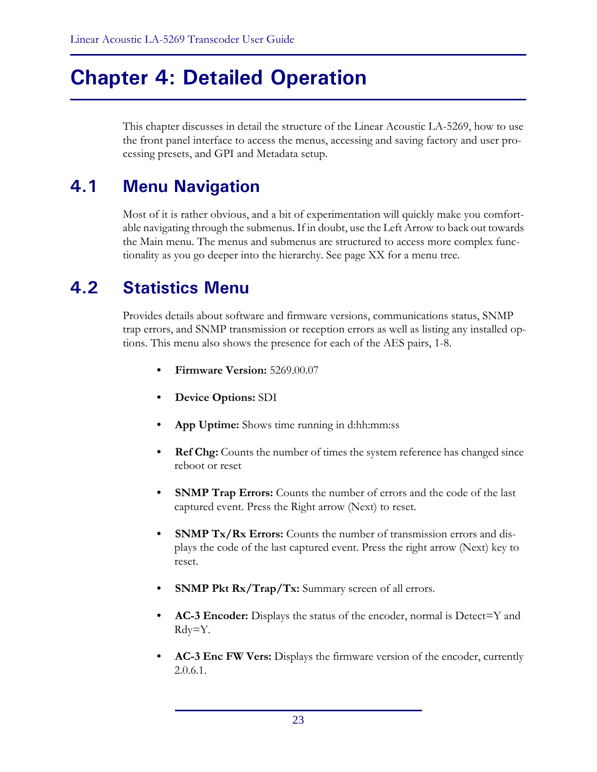# Chapter 4: Detailed Operation

This chapter discusses in detail the structure of the Linear Acoustic LA-5269, how to use the front panel interface to access the menus, accessing and saving factory and user processing presets, and GPI and Metadata setup.

## 4.1 Menu Navigation

Most of it is rather obvious, and a bit of experimentation will quickly make you comfortable navigating through the submenus. If in doubt, use the Left Arrow to back out towards the Main menu. The menus and submenus are structured to access more complex functionality as you go deeper into the hierarchy. See page XX for a menu tree.

## 4.2 Statistics Menu

Provides details about software and firmware versions, communications status, SNMP trap errors, and SNMP transmission or reception errors as well as listing any installed options. This menu also shows the presence for each of the AES pairs, 1-8.

- **Firmware Version:** 5269.00.07
- **Device Options:** SDI
- **App Uptime:** Shows time running in d:hh:mm:ss
- **Ref Chg:** Counts the number of times the system reference has changed since reboot or reset
- **SNMP Trap Errors:** Counts the number of errors and the code of the last captured event. Press the Right arrow (Next) to reset.
- **SNMP Tx/Rx Errors:** Counts the number of transmission errors and displays the code of the last captured event. Press the right arrow (Next) key to reset.
- **SNMP Pkt Rx/Trap/Tx:** Summary screen of all errors.
- **AC-3 Encoder:** Displays the status of the encoder, normal is Detect=Y and Rdy=Y.
- **AC-3 Enc FW Vers:** Displays the firmware version of the encoder, currently 2.0.6.1.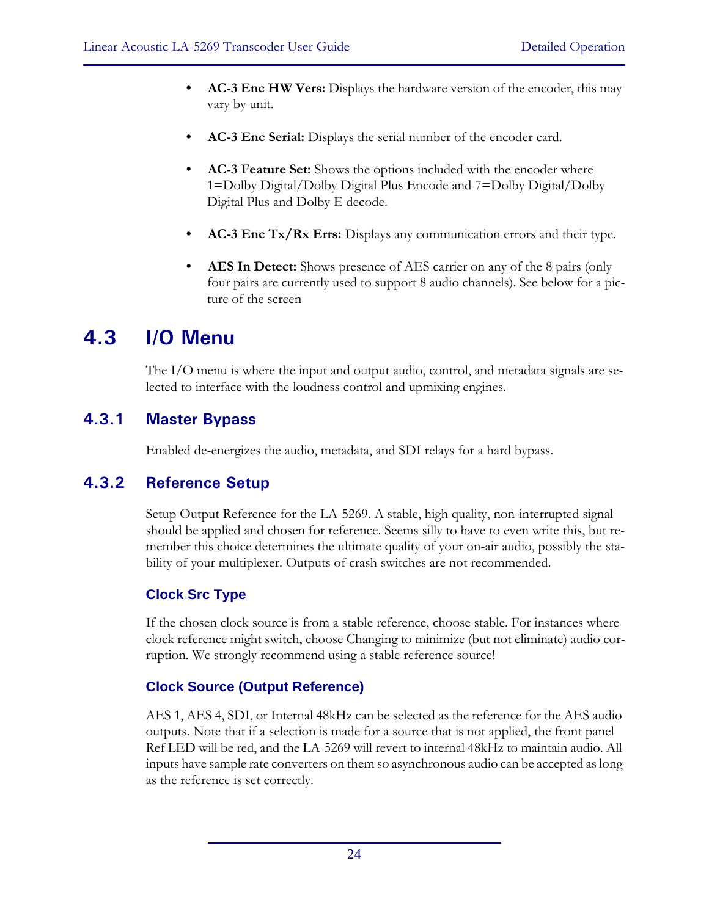- **AC-3 Enc HW Vers:** Displays the hardware version of the encoder, this may vary by unit.
- **AC-3 Enc Serial:** Displays the serial number of the encoder card.
- **AC-3 Feature Set:** Shows the options included with the encoder where 1=Dolby Digital/Dolby Digital Plus Encode and 7=Dolby Digital/Dolby Digital Plus and Dolby E decode.
- **AC-3 Enc Tx/Rx Errs:** Displays any communication errors and their type.
- **AES In Detect:** Shows presence of AES carrier on any of the 8 pairs (only four pairs are currently used to support 8 audio channels). See below for a picture of the screen

# 4.3 I/O Menu

The I/O menu is where the input and output audio, control, and metadata signals are selected to interface with the loudness control and upmixing engines.

## 4.3.1 Master Bypass

Enabled de-energizes the audio, metadata, and SDI relays for a hard bypass.

## 4.3.2 Reference Setup

Setup Output Reference for the LA-5269. A stable, high quality, non-interrupted signal should be applied and chosen for reference. Seems silly to have to even write this, but remember this choice determines the ultimate quality of your on-air audio, possibly the stability of your multiplexer. Outputs of crash switches are not recommended.

### Clock Src Type

If the chosen clock source is from a stable reference, choose stable. For instances where clock reference might switch, choose Changing to minimize (but not eliminate) audio corruption. We strongly recommend using a stable reference source!

### Clock Source (Output Reference)

AES 1, AES 4, SDI, or Internal 48kHz can be selected as the reference for the AES audio outputs. Note that if a selection is made for a source that is not applied, the front panel Ref LED will be red, and the LA-5269 will revert to internal 48kHz to maintain audio. All inputs have sample rate converters on them so asynchronous audio can be accepted as long as the reference is set correctly.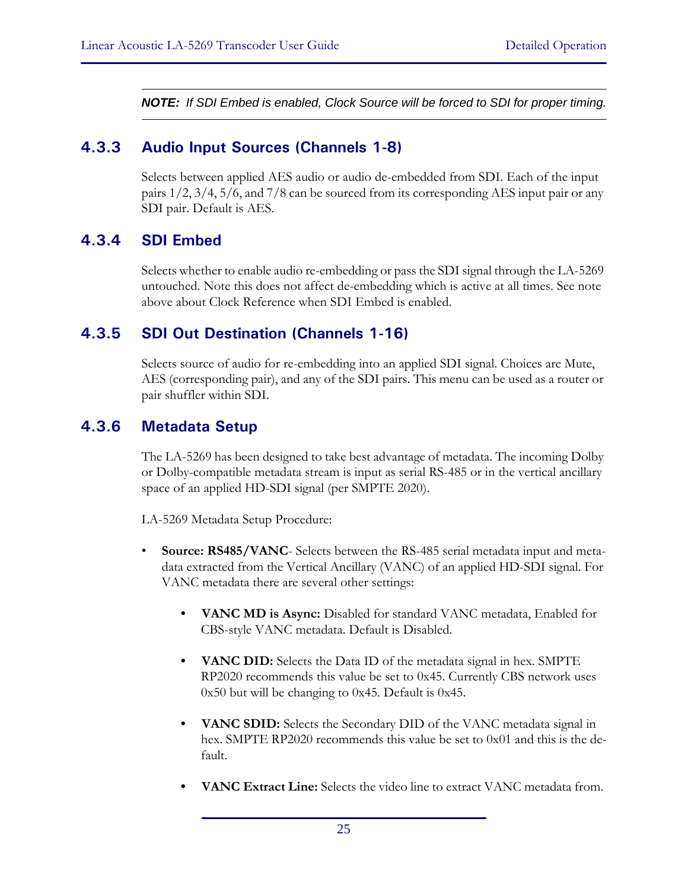***NOTE:** If SDI Embed is enabled, Clock Source will be forced to SDI for proper timing.*

### 4.3.3 Audio Input Sources (Channels 1-8)

Selects between applied AES audio or audio de-embedded from SDI. Each of the input pairs 1/2, 3/4, 5/6, and 7/8 can be sourced from its corresponding AES input pair or any SDI pair. Default is AES.

### 4.3.4 SDI Embed

Selects whether to enable audio re-embedding or pass the SDI signal through the LA-5269 untouched. Note this does not affect de-embedding which is active at all times. See note above about Clock Reference when SDI Embed is enabled.

### 4.3.5 SDI Out Destination (Channels 1-16)

Selects source of audio for re-embedding into an applied SDI signal. Choices are Mute, AES (corresponding pair), and any of the SDI pairs. This menu can be used as a router or pair shuffler within SDI.

### 4.3.6 Metadata Setup

The LA-5269 has been designed to take best advantage of metadata. The incoming Dolby or Dolby-compatible metadata stream is input as serial RS-485 or in the vertical ancillary space of an applied HD-SDI signal (per SMPTE 2020).

LA-5269 Metadata Setup Procedure:

- **Source: RS485/VANC**- Selects between the RS-485 serial metadata input and metadata extracted from the Vertical Ancillary (VANC) of an applied HD-SDI signal. For VANC metadata there are several other settings:
  - **VANC MD is Async:** Disabled for standard VANC metadata, Enabled for CBS-style VANC metadata. Default is Disabled.
  - **VANC DID:** Selects the Data ID of the metadata signal in hex. SMPTE RP2020 recommends this value be set to 0x45. Currently CBS network uses 0x50 but will be changing to 0x45. Default is 0x45.
  - **VANC SDID:** Selects the Secondary DID of the VANC metadata signal in hex. SMPTE RP2020 recommends this value be set to 0x01 and this is the default.
  - **VANC Extract Line:** Selects the video line to extract VANC metadata from.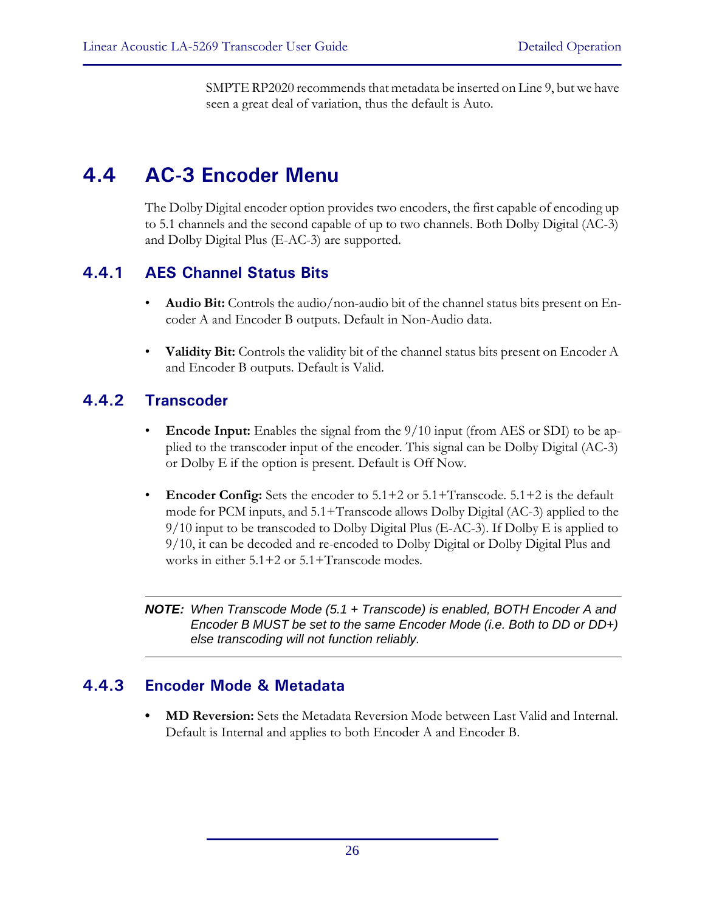SMPTE RP2020 recommends that metadata be inserted on Line 9, but we have seen a great deal of variation, thus the default is Auto.

## 4.4 AC-3 Encoder Menu

The Dolby Digital encoder option provides two encoders, the first capable of encoding up to 5.1 channels and the second capable of up to two channels. Both Dolby Digital (AC-3) and Dolby Digital Plus (E-AC-3) are supported.

### 4.4.1 AES Channel Status Bits

- **Audio Bit:** Controls the audio/non-audio bit of the channel status bits present on Encoder A and Encoder B outputs. Default in Non-Audio data.
- **Validity Bit:** Controls the validity bit of the channel status bits present on Encoder A and Encoder B outputs. Default is Valid.

### 4.4.2 Transcoder

- **Encode Input:** Enables the signal from the 9/10 input (from AES or SDI) to be applied to the transcoder input of the encoder. This signal can be Dolby Digital (AC-3) or Dolby E if the option is present. Default is Off Now.
- **Encoder Config:** Sets the encoder to 5.1+2 or 5.1+Transcode. 5.1+2 is the default mode for PCM inputs, and 5.1+Transcode allows Dolby Digital (AC-3) applied to the 9/10 input to be transcoded to Dolby Digital Plus (E-AC-3). If Dolby E is applied to 9/10, it can be decoded and re-encoded to Dolby Digital or Dolby Digital Plus and works in either 5.1+2 or 5.1+Transcode modes.

---

***NOTE:*** *When Transcode Mode (5.1 + Transcode) is enabled, BOTH Encoder A and Encoder B MUST be set to the same Encoder Mode (i.e. Both to DD or DD+) else transcoding will not function reliably.*

---

### 4.4.3 Encoder Mode & Metadata

- **MD Reversion:** Sets the Metadata Reversion Mode between Last Valid and Internal. Default is Internal and applies to both Encoder A and Encoder B.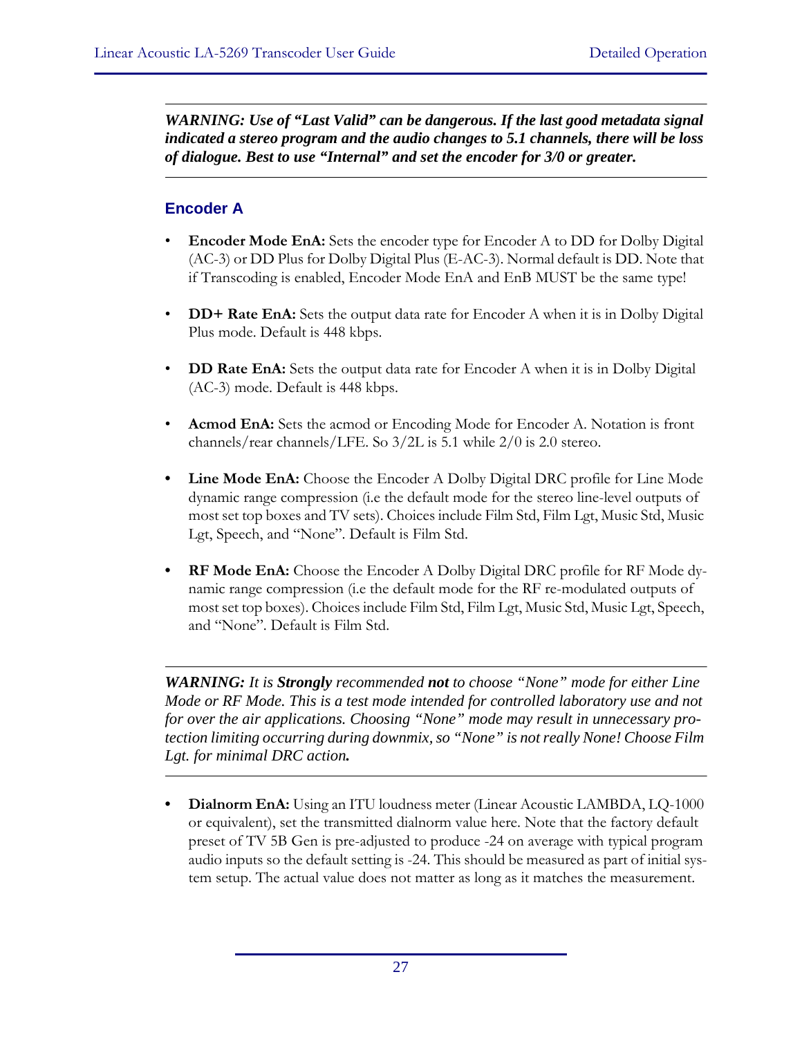***WARNING: Use of "Last Valid" can be dangerous. If the last good metadata signal indicated a stereo program and the audio changes to 5.1 channels, there will be loss of dialogue. Best to use "Internal" and set the encoder for 3/0 or greater.***

## Encoder A

- **Encoder Mode EnA:** Sets the encoder type for Encoder A to DD for Dolby Digital (AC-3) or DD Plus for Dolby Digital Plus (E-AC-3). Normal default is DD. Note that if Transcoding is enabled, Encoder Mode EnA and EnB MUST be the same type!

- **DD+ Rate EnA:** Sets the output data rate for Encoder A when it is in Dolby Digital Plus mode. Default is 448 kbps.

- **DD Rate EnA:** Sets the output data rate for Encoder A when it is in Dolby Digital (AC-3) mode. Default is 448 kbps.

- **Acmod EnA:** Sets the acmod or Encoding Mode for Encoder A. Notation is front channels/rear channels/LFE. So 3/2L is 5.1 while 2/0 is 2.0 stereo.

- **Line Mode EnA:** Choose the Encoder A Dolby Digital DRC profile for Line Mode dynamic range compression (i.e the default mode for the stereo line-level outputs of most set top boxes and TV sets). Choices include Film Std, Film Lgt, Music Std, Music Lgt, Speech, and "None". Default is Film Std.

- **RF Mode EnA:** Choose the Encoder A Dolby Digital DRC profile for RF Mode dynamic range compression (i.e the default mode for the RF re-modulated outputs of most set top boxes). Choices include Film Std, Film Lgt, Music Std, Music Lgt, Speech, and "None". Default is Film Std.

***WARNING:*** *It is* ***Strongly*** *recommended* ***not*** *to choose "None" mode for either Line Mode or RF Mode. This is a test mode intended for controlled laboratory use and not for over the air applications. Choosing "None" mode may result in unnecessary protection limiting occurring during downmix, so "None" is not really None! Choose Film Lgt. for minimal DRC action.*

- **Dialnorm EnA:** Using an ITU loudness meter (Linear Acoustic LAMBDA, LQ-1000 or equivalent), set the transmitted dialnorm value here. Note that the factory default preset of TV 5B Gen is pre-adjusted to produce -24 on average with typical program audio inputs so the default setting is -24. This should be measured as part of initial system setup. The actual value does not matter as long as it matches the measurement.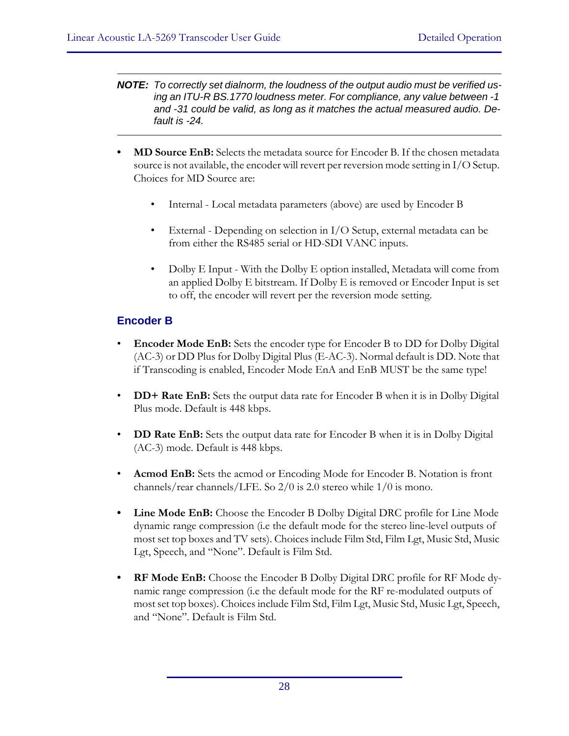---

***NOTE:*** *To correctly set dialnorm, the loudness of the output audio must be verified using an ITU-R BS.1770 loudness meter. For compliance, any value between -1 and -31 could be valid, as long as it matches the actual measured audio. Default is -24.*

---

- **MD Source EnB:** Selects the metadata source for Encoder B. If the chosen metadata source is not available, the encoder will revert per reversion mode setting in I/O Setup. Choices for MD Source are:
    - Internal - Local metadata parameters (above) are used by Encoder B
    - External - Depending on selection in I/O Setup, external metadata can be from either the RS485 serial or HD-SDI VANC inputs.
    - Dolby E Input - With the Dolby E option installed, Metadata will come from an applied Dolby E bitstream. If Dolby E is removed or Encoder Input is set to off, the encoder will revert per the reversion mode setting.

## Encoder B

- **Encoder Mode EnB:** Sets the encoder type for Encoder B to DD for Dolby Digital (AC-3) or DD Plus for Dolby Digital Plus (E-AC-3). Normal default is DD. Note that if Transcoding is enabled, Encoder Mode EnA and EnB MUST be the same type!
- **DD+ Rate EnB:** Sets the output data rate for Encoder B when it is in Dolby Digital Plus mode. Default is 448 kbps.
- **DD Rate EnB:** Sets the output data rate for Encoder B when it is in Dolby Digital (AC-3) mode. Default is 448 kbps.
- **Acmod EnB:** Sets the acmod or Encoding Mode for Encoder B. Notation is front channels/rear channels/LFE. So 2/0 is 2.0 stereo while 1/0 is mono.
- **Line Mode EnB:** Choose the Encoder B Dolby Digital DRC profile for Line Mode dynamic range compression (i.e the default mode for the stereo line-level outputs of most set top boxes and TV sets). Choices include Film Std, Film Lgt, Music Std, Music Lgt, Speech, and "None". Default is Film Std.
- **RF Mode EnB:** Choose the Encoder B Dolby Digital DRC profile for RF Mode dynamic range compression (i.e the default mode for the RF re-modulated outputs of most set top boxes). Choices include Film Std, Film Lgt, Music Std, Music Lgt, Speech, and "None". Default is Film Std.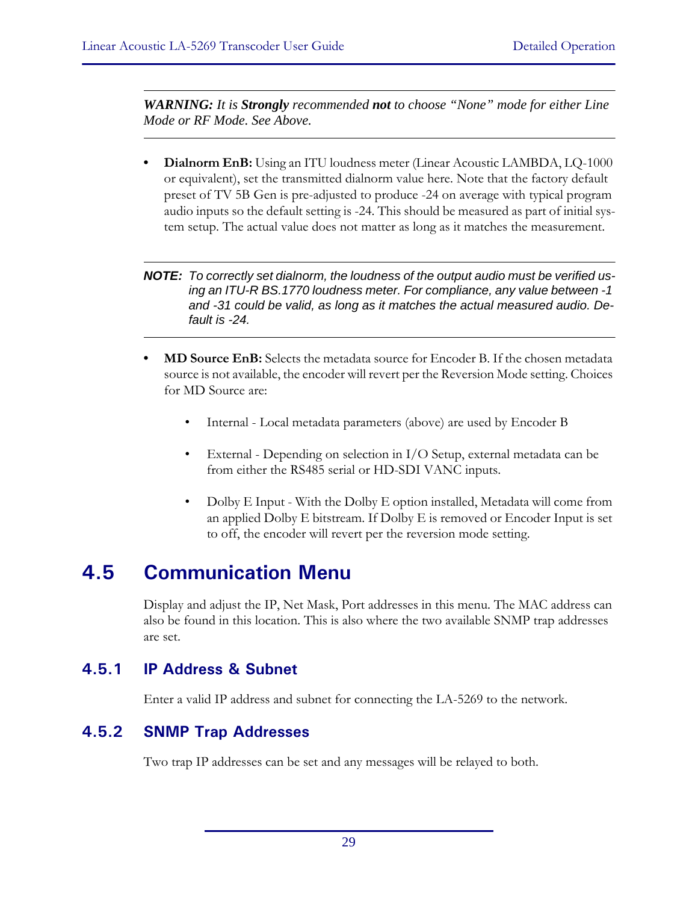---

***WARNING:*** *It is* ***Strongly*** *recommended* ***not*** *to choose "None" mode for either Line Mode or RF Mode. See Above.*

---

- **Dialnorm EnB:** Using an ITU loudness meter (Linear Acoustic LAMBDA, LQ-1000 or equivalent), set the transmitted dialnorm value here. Note that the factory default preset of TV 5B Gen is pre-adjusted to produce -24 on average with typical program audio inputs so the default setting is -24. This should be measured as part of initial system setup. The actual value does not matter as long as it matches the measurement.

---

***NOTE:*** *To correctly set dialnorm, the loudness of the output audio must be verified using an ITU-R BS.1770 loudness meter. For compliance, any value between -1 and -31 could be valid, as long as it matches the actual measured audio. Default is -24.*

---

- **MD Source EnB:** Selects the metadata source for Encoder B. If the chosen metadata source is not available, the encoder will revert per the Reversion Mode setting. Choices for MD Source are:
  - Internal - Local metadata parameters (above) are used by Encoder B
  - External - Depending on selection in I/O Setup, external metadata can be from either the RS485 serial or HD-SDI VANC inputs.
  - Dolby E Input - With the Dolby E option installed, Metadata will come from an applied Dolby E bitstream. If Dolby E is removed or Encoder Input is set to off, the encoder will revert per the reversion mode setting.

## 4.5 Communication Menu

Display and adjust the IP, Net Mask, Port addresses in this menu. The MAC address can also be found in this location. This is also where the two available SNMP trap addresses are set.

### 4.5.1 IP Address & Subnet

Enter a valid IP address and subnet for connecting the LA-5269 to the network.

### 4.5.2 SNMP Trap Addresses

Two trap IP addresses can be set and any messages will be relayed to both.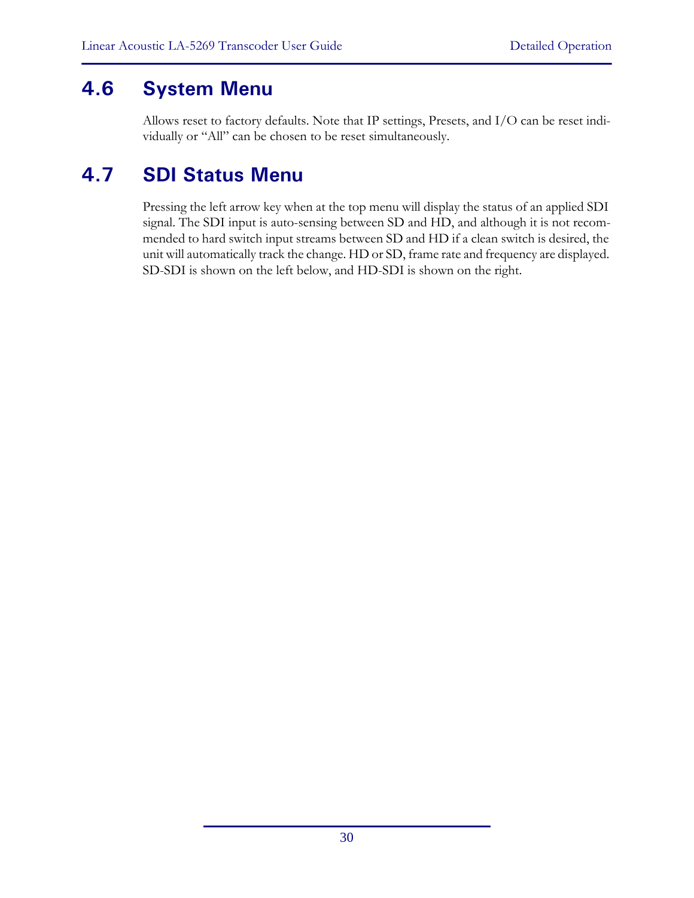## 4.6 System Menu

Allows reset to factory defaults. Note that IP settings, Presets, and I/O can be reset individually or "All" can be chosen to be reset simultaneously.

## 4.7 SDI Status Menu

Pressing the left arrow key when at the top menu will display the status of an applied SDI signal. The SDI input is auto-sensing between SD and HD, and although it is not recommended to hard switch input streams between SD and HD if a clean switch is desired, the unit will automatically track the change. HD or SD, frame rate and frequency are displayed. SD-SDI is shown on the left below, and HD-SDI is shown on the right.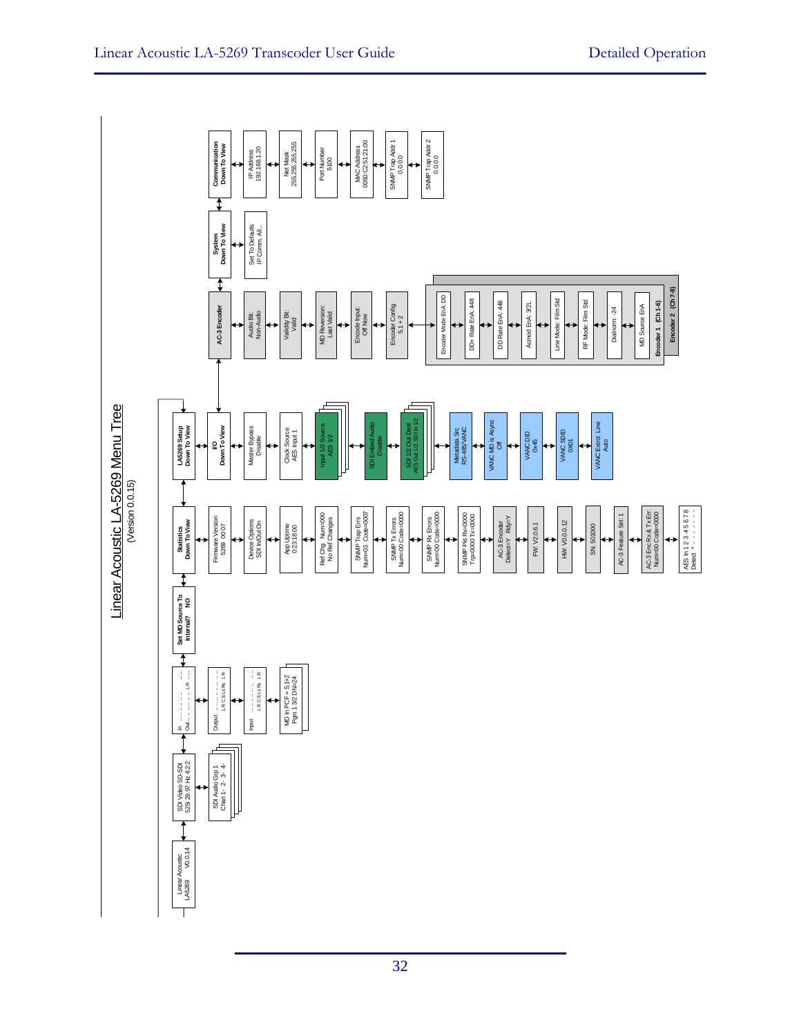# Linear Acoustic LA-5269 Menu Tree

(Version 0.0.15)

- Linear Acoustic LA5269 V0.0.14
- SDI Video SD-SDI 525 29.97 Hz 4:2:2
  - SDI Audio Grp 1 Chan 1- 2- 3- 4-
- In ... Out ... L R
  - Output L R C S Ls Rs L R
  - Input L R C S Ls Rs L R
  - MD In PCF = 5.1+2 Pgm 1 3/2 DN=24
- Set MD Source To Internal? NO
- Statistics Down To View
  - Firmware Version 5269 00.07
  - Device Options SDI In/Out On
  - App Uptime 0:23:18:00
  - Ref Chg Num=000 No Ref Changes
  - SNMP Trap Errs Num=03 Code=0007
  - SNMP Tx Errors Num=00 Code=0000
  - SNMP Rx Errors Num=00 Code=0000
  - SNMP Pkt Rx=0000 Trp=0000 Tx=0000
  - AC-3 Encoder Detect=Y Rdy=Y
  - FW: V2.0.6.1
  - HW: V0.0.0.12
  - SN: 501000
  - AC-3 Feature Set: 1
  - AC-3 Enc Rx & Tx Err: Num=00 Code=0000
  - AES In 1 2 3 4 5 6 7 8 Detect \* - - - - - - -
- LA5269 Setup Down To View
  - I/O Down To View
    - Master Bypass Disable
    - Clock Source AES Input 1
    - Input 1/2 Source AES 1/2
    - SDI Embed Audio Disable
    - SDI 1/2 Out Dest AES Out 1/2, SDI In 1/2
    - Metadata Src RS-485/VANC
    - VANC MD is Async Off
    - VANC DID 0x45
    - VANC SDID 0X01
    - VANC Extrct Line Auto
  - AC-3 Encoder
    - Audio Bit: Non-Audio
    - Validity Bit: Valid
    - MD Reversion: Last Valid
    - Encode Input: Off Now
    - Encoder Config 5.1 + 2
      - Encoder 1 (Ch 1-6) / Encoder 2 (Ch 7-8)
        - Encoder Mode EnA: DD
        - DD+ Rate EnA: 448
        - DD Rate EnA: 448
        - Acmod EnA: 3/2L
        - Line Mode: Film Std
        - RF Mode: Film Std
        - Dialnorm: -24
        - MD Source EnA
  - System Down To View
    - Set To Defaults IP Comm, All...
  - Communication Down To View
    - IP Address 192.168.1.20
    - Net Mask 255.255.255.255
    - Port Number 5100
    - MAC Address 0050:C2:51:2100
    - SNMP Trap Addr 1 0.0.0.0
    - SNMP Trap Addr 2 0.0.0.0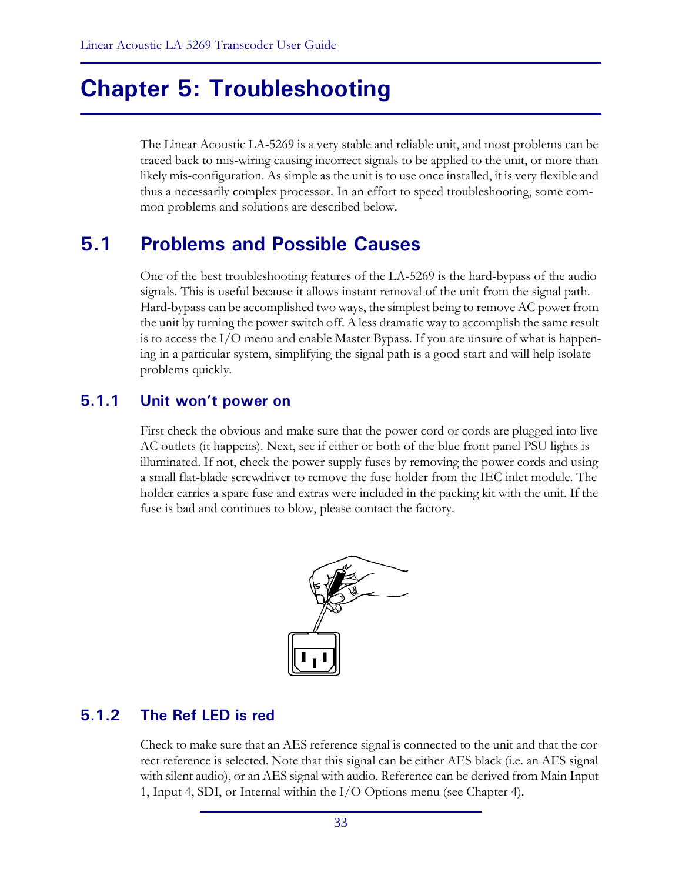# Chapter 5: Troubleshooting

The Linear Acoustic LA-5269 is a very stable and reliable unit, and most problems can be traced back to mis-wiring causing incorrect signals to be applied to the unit, or more than likely mis-configuration. As simple as the unit is to use once installed, it is very flexible and thus a necessarily complex processor. In an effort to speed troubleshooting, some common problems and solutions are described below.

## 5.1 Problems and Possible Causes

One of the best troubleshooting features of the LA-5269 is the hard-bypass of the audio signals. This is useful because it allows instant removal of the unit from the signal path. Hard-bypass can be accomplished two ways, the simplest being to remove AC power from the unit by turning the power switch off. A less dramatic way to accomplish the same result is to access the I/O menu and enable Master Bypass. If you are unsure of what is happening in a particular system, simplifying the signal path is a good start and will help isolate problems quickly.

### 5.1.1 Unit won't power on

First check the obvious and make sure that the power cord or cords are plugged into live AC outlets (it happens). Next, see if either or both of the blue front panel PSU lights is illuminated. If not, check the power supply fuses by removing the power cords and using a small flat-blade screwdriver to remove the fuse holder from the IEC inlet module. The holder carries a spare fuse and extras were included in the packing kit with the unit. If the fuse is bad and continues to blow, please contact the factory.

### 5.1.2 The Ref LED is red

Check to make sure that an AES reference signal is connected to the unit and that the correct reference is selected. Note that this signal can be either AES black (i.e. an AES signal with silent audio), or an AES signal with audio. Reference can be derived from Main Input 1, Input 4, SDI, or Internal within the I/O Options menu (see Chapter 4).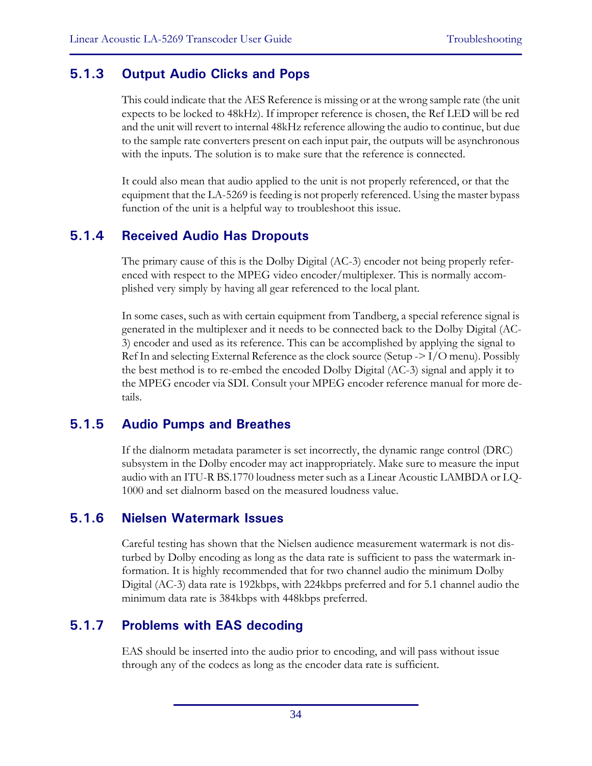### 5.1.3 Output Audio Clicks and Pops

This could indicate that the AES Reference is missing or at the wrong sample rate (the unit expects to be locked to 48kHz). If improper reference is chosen, the Ref LED will be red and the unit will revert to internal 48kHz reference allowing the audio to continue, but due to the sample rate converters present on each input pair, the outputs will be asynchronous with the inputs. The solution is to make sure that the reference is connected.

It could also mean that audio applied to the unit is not properly referenced, or that the equipment that the LA-5269 is feeding is not properly referenced. Using the master bypass function of the unit is a helpful way to troubleshoot this issue.

### 5.1.4 Received Audio Has Dropouts

The primary cause of this is the Dolby Digital (AC-3) encoder not being properly referenced with respect to the MPEG video encoder/multiplexer. This is normally accomplished very simply by having all gear referenced to the local plant.

In some cases, such as with certain equipment from Tandberg, a special reference signal is generated in the multiplexer and it needs to be connected back to the Dolby Digital (AC-3) encoder and used as its reference. This can be accomplished by applying the signal to Ref In and selecting External Reference as the clock source (Setup -> I/O menu). Possibly the best method is to re-embed the encoded Dolby Digital (AC-3) signal and apply it to the MPEG encoder via SDI. Consult your MPEG encoder reference manual for more details.

### 5.1.5 Audio Pumps and Breathes

If the dialnorm metadata parameter is set incorrectly, the dynamic range control (DRC) subsystem in the Dolby encoder may act inappropriately. Make sure to measure the input audio with an ITU-R BS.1770 loudness meter such as a Linear Acoustic LAMBDA or LQ-1000 and set dialnorm based on the measured loudness value.

### 5.1.6 Nielsen Watermark Issues

Careful testing has shown that the Nielsen audience measurement watermark is not disturbed by Dolby encoding as long as the data rate is sufficient to pass the watermark information. It is highly recommended that for two channel audio the minimum Dolby Digital (AC-3) data rate is 192kbps, with 224kbps preferred and for 5.1 channel audio the minimum data rate is 384kbps with 448kbps preferred.

### 5.1.7 Problems with EAS decoding

EAS should be inserted into the audio prior to encoding, and will pass without issue through any of the codecs as long as the encoder data rate is sufficient.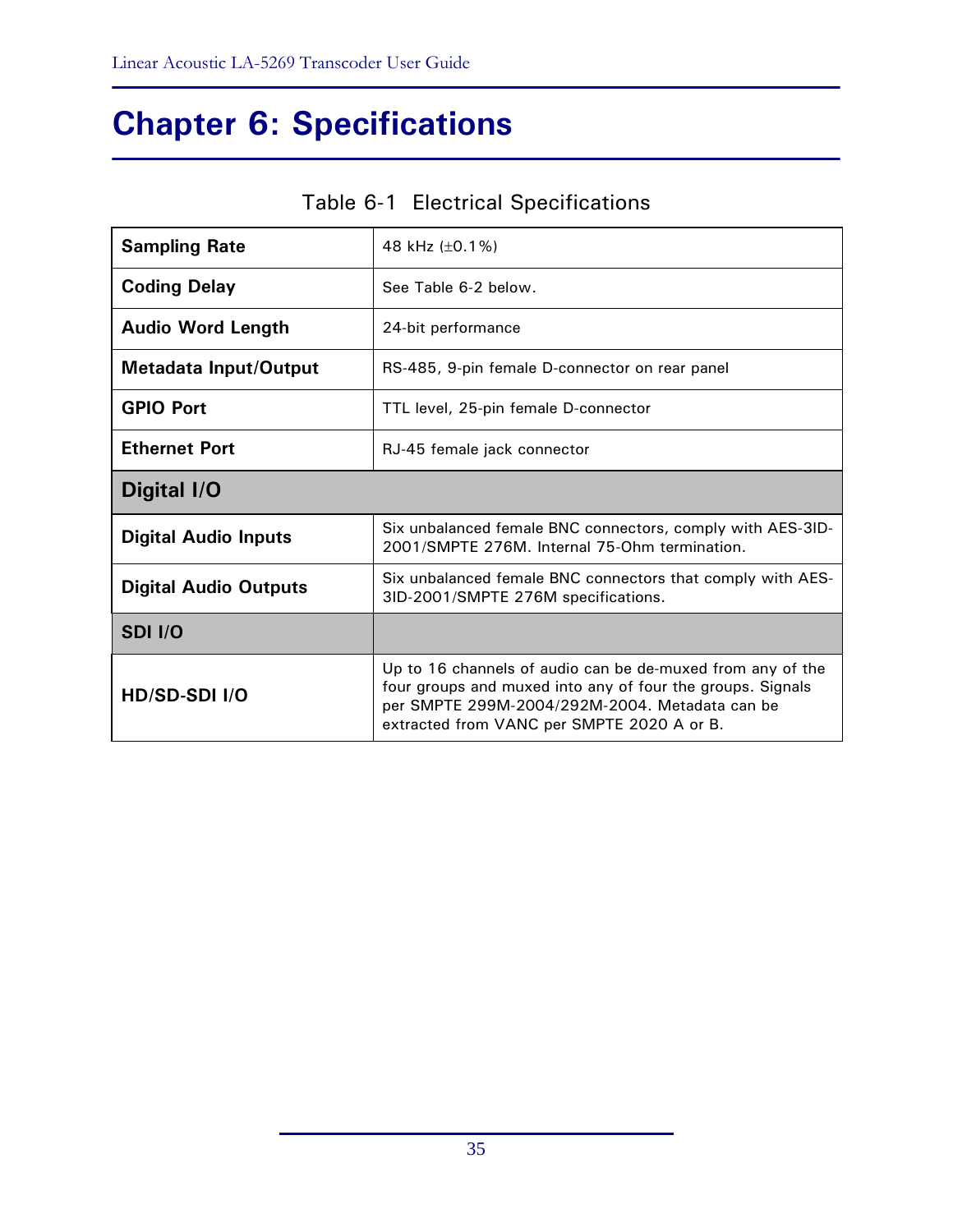# Chapter 6: Specifications

Table 6-1 Electrical Specifications

| | |
|---|---|
| **Sampling Rate** | 48 kHz (±0.1%) |
| **Coding Delay** | See Table 6-2 below. |
| **Audio Word Length** | 24-bit performance |
| **Metadata Input/Output** | RS-485, 9-pin female D-connector on rear panel |
| **GPIO Port** | TTL level, 25-pin female D-connector |
| **Ethernet Port** | RJ-45 female jack connector |
| **Digital I/O** | |
| **Digital Audio Inputs** | Six unbalanced female BNC connectors, comply with AES-3ID-2001/SMPTE 276M. Internal 75-Ohm termination. |
| **Digital Audio Outputs** | Six unbalanced female BNC connectors that comply with AES-3ID-2001/SMPTE 276M specifications. |
| **SDI I/O** | |
| **HD/SD-SDI I/O** | Up to 16 channels of audio can be de-muxed from any of the four groups and muxed into any of four the groups. Signals per SMPTE 299M-2004/292M-2004. Metadata can be extracted from VANC per SMPTE 2020 A or B. |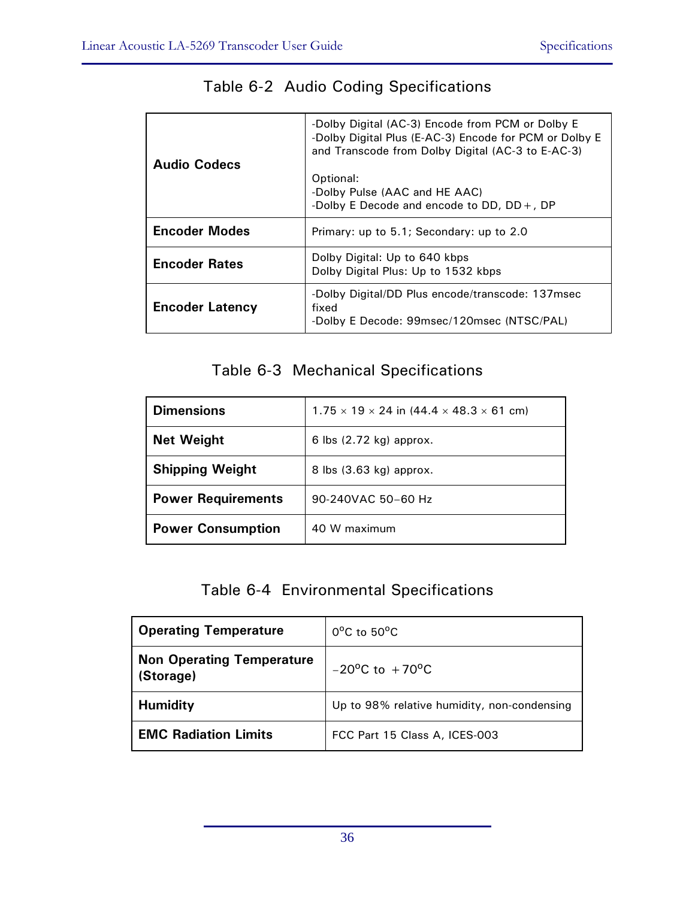Table 6-2 Audio Coding Specifications

| | |
|---|---|
| **Audio Codecs** | -Dolby Digital (AC-3) Encode from PCM or Dolby E<br>-Dolby Digital Plus (E-AC-3) Encode for PCM or Dolby E and Transcode from Dolby Digital (AC-3 to E-AC-3)<br><br>Optional:<br>-Dolby Pulse (AAC and HE AAC)<br>-Dolby E Decode and encode to DD, DD+, DP |
| **Encoder Modes** | Primary: up to 5.1; Secondary: up to 2.0 |
| **Encoder Rates** | Dolby Digital: Up to 640 kbps<br>Dolby Digital Plus: Up to 1532 kbps |
| **Encoder Latency** | -Dolby Digital/DD Plus encode/transcode: 137msec fixed<br>-Dolby E Decode: 99msec/120msec (NTSC/PAL) |

Table 6-3 Mechanical Specifications

| | |
|---|---|
| **Dimensions** | 1.75 × 19 × 24 in (44.4 × 48.3 × 61 cm) |
| **Net Weight** | 6 lbs (2.72 kg) approx. |
| **Shipping Weight** | 8 lbs (3.63 kg) approx. |
| **Power Requirements** | 90-240VAC 50–60 Hz |
| **Power Consumption** | 40 W maximum |

Table 6-4 Environmental Specifications

| | |
|---|---|
| **Operating Temperature** | $0^{o}$C to $50^{o}$C |
| **Non Operating Temperature (Storage)** | $-20^{o}$C to $+70^{o}$C |
| **Humidity** | Up to 98% relative humidity, non-condensing |
| **EMC Radiation Limits** | FCC Part 15 Class A, ICES-003 |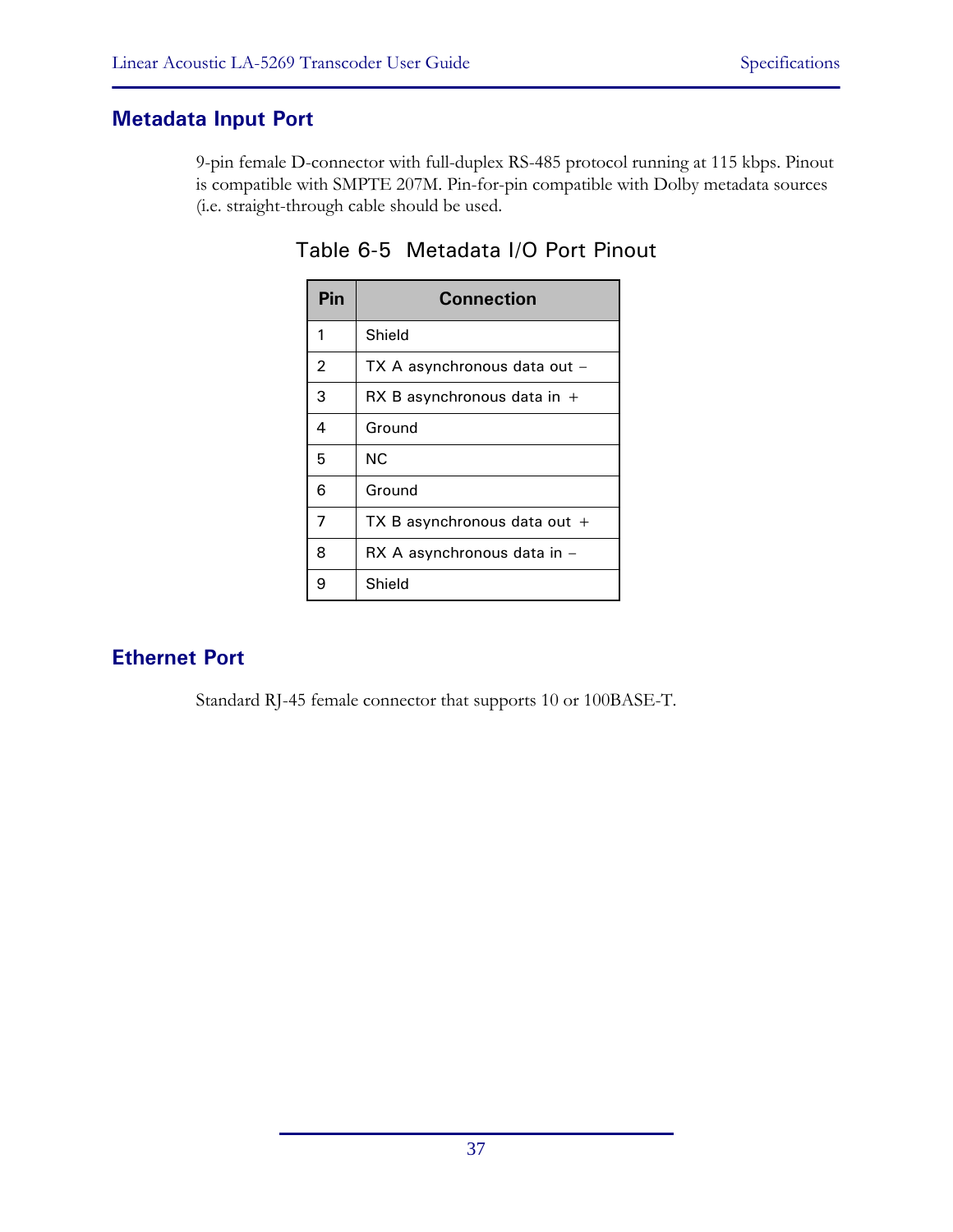## Metadata Input Port

9-pin female D-connector with full-duplex RS-485 protocol running at 115 kbps. Pinout is compatible with SMPTE 207M. Pin-for-pin compatible with Dolby metadata sources (i.e. straight-through cable should be used.

Table 6-5 Metadata I/O Port Pinout

| Pin | Connection |
|---|---|
| 1 | Shield |
| 2 | TX A asynchronous data out – |
| 3 | RX B asynchronous data in + |
| 4 | Ground |
| 5 | NC |
| 6 | Ground |
| 7 | TX B asynchronous data out + |
| 8 | RX A asynchronous data in – |
| 9 | Shield |

## Ethernet Port

Standard RJ-45 female connector that supports 10 or 100BASE-T.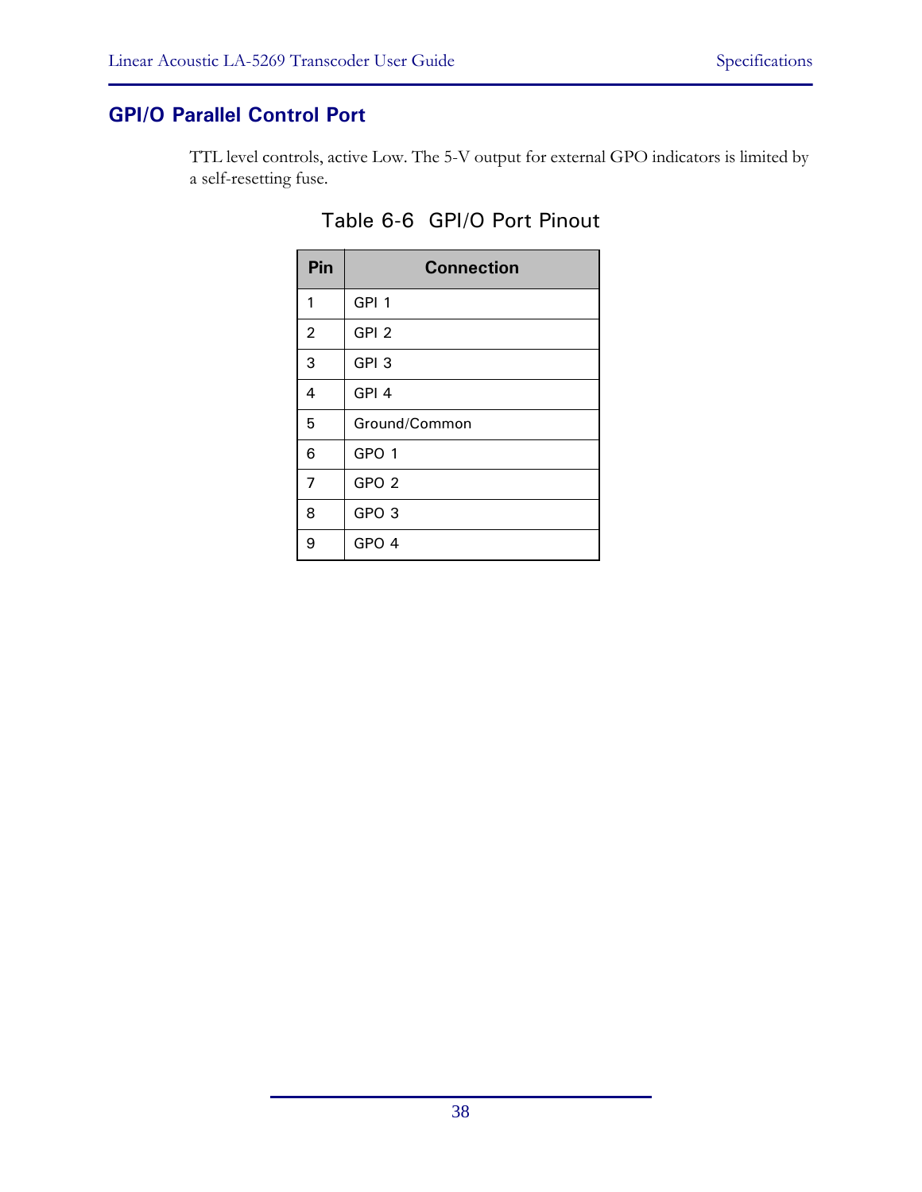## GPI/O Parallel Control Port

TTL level controls, active Low. The 5-V output for external GPO indicators is limited by a self-resetting fuse.

Table 6-6 GPI/O Port Pinout

| Pin | Connection |
|---|---|
| 1 | GPI 1 |
| 2 | GPI 2 |
| 3 | GPI 3 |
| 4 | GPI 4 |
| 5 | Ground/Common |
| 6 | GPO 1 |
| 7 | GPO 2 |
| 8 | GPO 3 |
| 9 | GPO 4 |